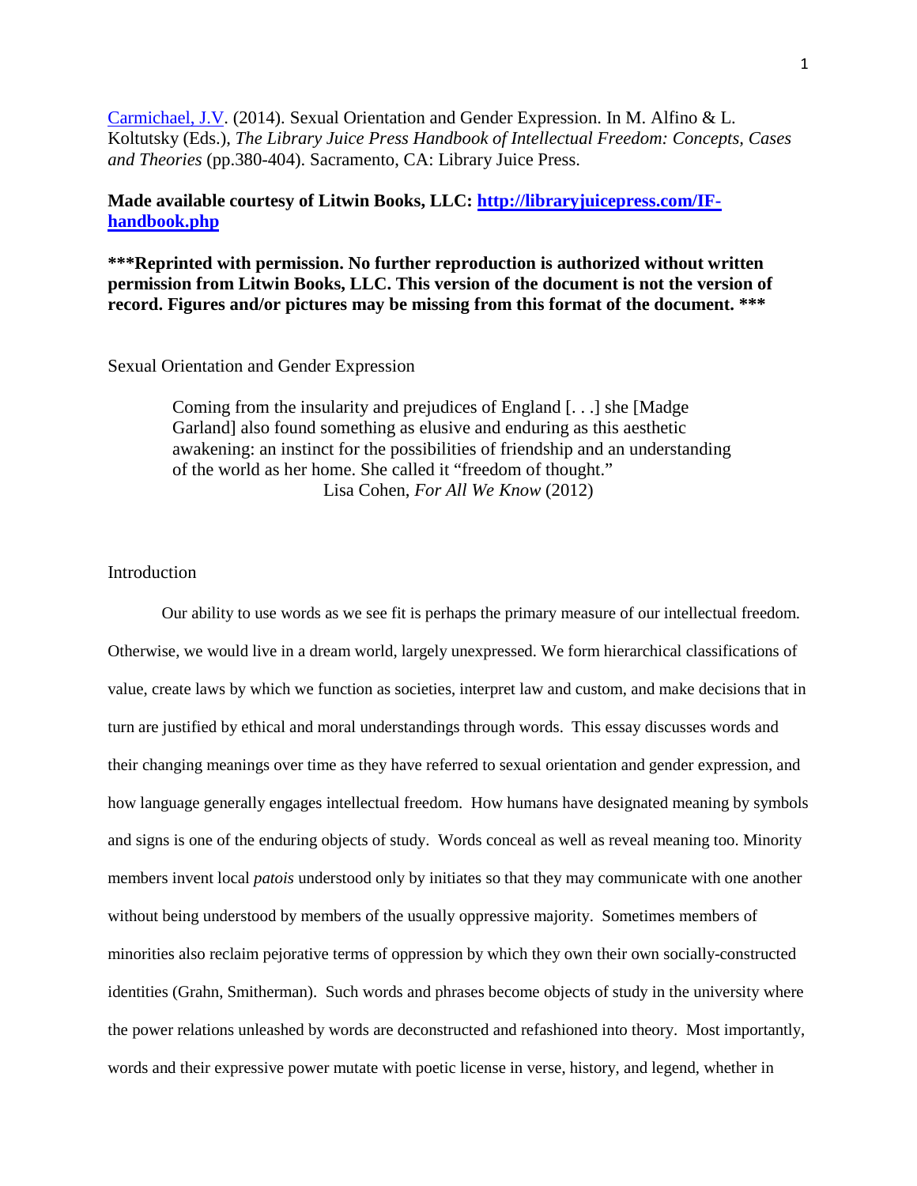[Carmichael, J.V](#). (2014). Sexual Orientation and Gender Expression. In M. Alfino & L. Koltutsky (Eds.), *The Library Juice Press Handbook of Intellectual Freedom: Concepts, Cases and Theories* (pp.380-404). Sacramento, CA: Library Juice Press.

**Made available courtesy of Litwin Books, LLC: [http://libraryjuicepress.com/IF-handbook.php](http://libraryjuicepress.com/IF-handbook.php)**

**\*\*\*Reprinted with permission. No further reproduction is authorized without written permission from Litwin Books, LLC. This version of the document is not the version of record. Figures and/or pictures may be missing from this format of the document. \*\*\***

# Sexual Orientation and Gender Expression

> Coming from the insularity and prejudices of England [. . .] she [Madge Garland] also found something as elusive and enduring as this aesthetic awakening: an instinct for the possibilities of friendship and an understanding of the world as her home. She called it "freedom of thought."
>
> Lisa Cohen, *For All We Know* (2012)

## Introduction

Our ability to use words as we see fit is perhaps the primary measure of our intellectual freedom. Otherwise, we would live in a dream world, largely unexpressed. We form hierarchical classifications of value, create laws by which we function as societies, interpret law and custom, and make decisions that in turn are justified by ethical and moral understandings through words. This essay discusses words and their changing meanings over time as they have referred to sexual orientation and gender expression, and how language generally engages intellectual freedom. How humans have designated meaning by symbols and signs is one of the enduring objects of study. Words conceal as well as reveal meaning too. Minority members invent local *patois* understood only by initiates so that they may communicate with one another without being understood by members of the usually oppressive majority. Sometimes members of minorities also reclaim pejorative terms of oppression by which they own their own socially-constructed identities (Grahn, Smitherman). Such words and phrases become objects of study in the university where the power relations unleashed by words are deconstructed and refashioned into theory. Most importantly, words and their expressive power mutate with poetic license in verse, history, and legend, whether in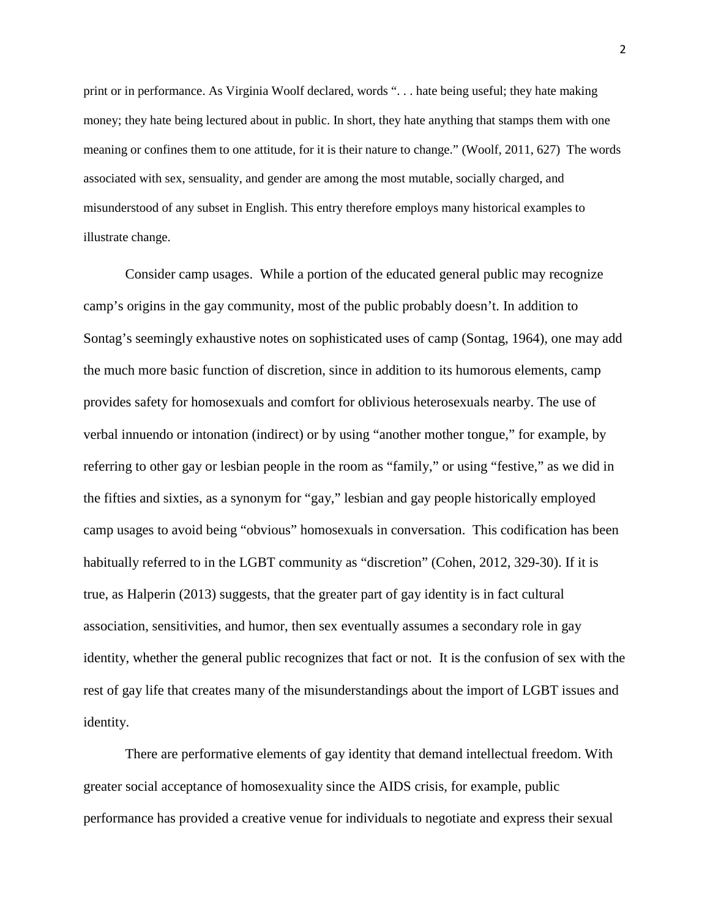print or in performance. As Virginia Woolf declared, words ". . . hate being useful; they hate making money; they hate being lectured about in public. In short, they hate anything that stamps them with one meaning or confines them to one attitude, for it is their nature to change." (Woolf, 2011, 627) The words associated with sex, sensuality, and gender are among the most mutable, socially charged, and misunderstood of any subset in English. This entry therefore employs many historical examples to illustrate change.

Consider camp usages. While a portion of the educated general public may recognize camp's origins in the gay community, most of the public probably doesn't. In addition to Sontag's seemingly exhaustive notes on sophisticated uses of camp (Sontag, 1964), one may add the much more basic function of discretion, since in addition to its humorous elements, camp provides safety for homosexuals and comfort for oblivious heterosexuals nearby. The use of verbal innuendo or intonation (indirect) or by using "another mother tongue," for example, by referring to other gay or lesbian people in the room as "family," or using "festive," as we did in the fifties and sixties, as a synonym for "gay," lesbian and gay people historically employed camp usages to avoid being "obvious" homosexuals in conversation. This codification has been habitually referred to in the LGBT community as "discretion" (Cohen, 2012, 329-30). If it is true, as Halperin (2013) suggests, that the greater part of gay identity is in fact cultural association, sensitivities, and humor, then sex eventually assumes a secondary role in gay identity, whether the general public recognizes that fact or not. It is the confusion of sex with the rest of gay life that creates many of the misunderstandings about the import of LGBT issues and identity.

There are performative elements of gay identity that demand intellectual freedom. With greater social acceptance of homosexuality since the AIDS crisis, for example, public performance has provided a creative venue for individuals to negotiate and express their sexual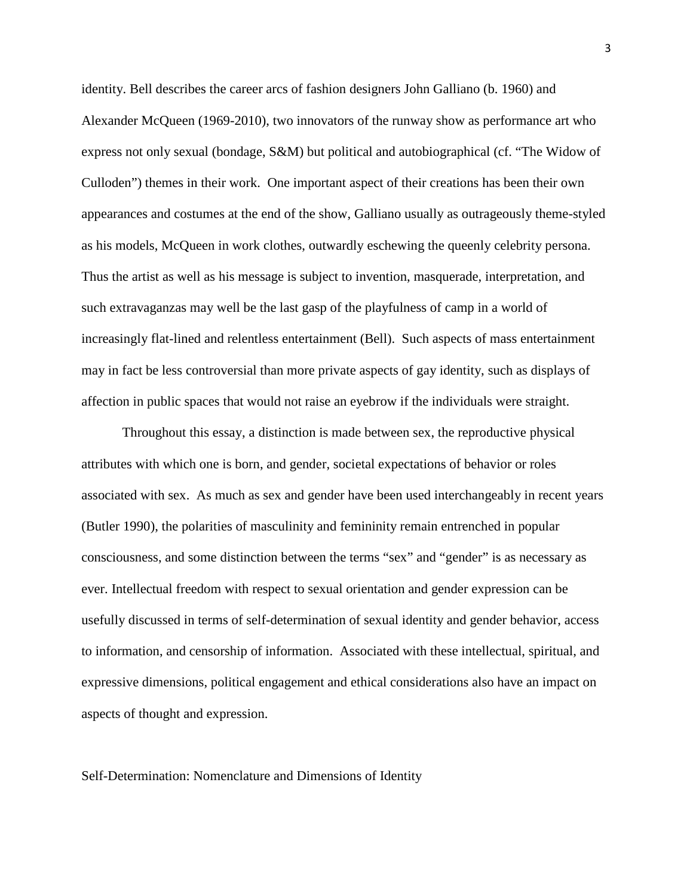identity. Bell describes the career arcs of fashion designers John Galliano (b. 1960) and Alexander McQueen (1969-2010), two innovators of the runway show as performance art who express not only sexual (bondage, S&M) but political and autobiographical (cf. "The Widow of Culloden") themes in their work. One important aspect of their creations has been their own appearances and costumes at the end of the show, Galliano usually as outrageously theme-styled as his models, McQueen in work clothes, outwardly eschewing the queenly celebrity persona. Thus the artist as well as his message is subject to invention, masquerade, interpretation, and such extravaganzas may well be the last gasp of the playfulness of camp in a world of increasingly flat-lined and relentless entertainment (Bell). Such aspects of mass entertainment may in fact be less controversial than more private aspects of gay identity, such as displays of affection in public spaces that would not raise an eyebrow if the individuals were straight.

Throughout this essay, a distinction is made between sex, the reproductive physical attributes with which one is born, and gender, societal expectations of behavior or roles associated with sex. As much as sex and gender have been used interchangeably in recent years (Butler 1990), the polarities of masculinity and femininity remain entrenched in popular consciousness, and some distinction between the terms "sex" and "gender" is as necessary as ever. Intellectual freedom with respect to sexual orientation and gender expression can be usefully discussed in terms of self-determination of sexual identity and gender behavior, access to information, and censorship of information. Associated with these intellectual, spiritual, and expressive dimensions, political engagement and ethical considerations also have an impact on aspects of thought and expression.

## Self-Determination: Nomenclature and Dimensions of Identity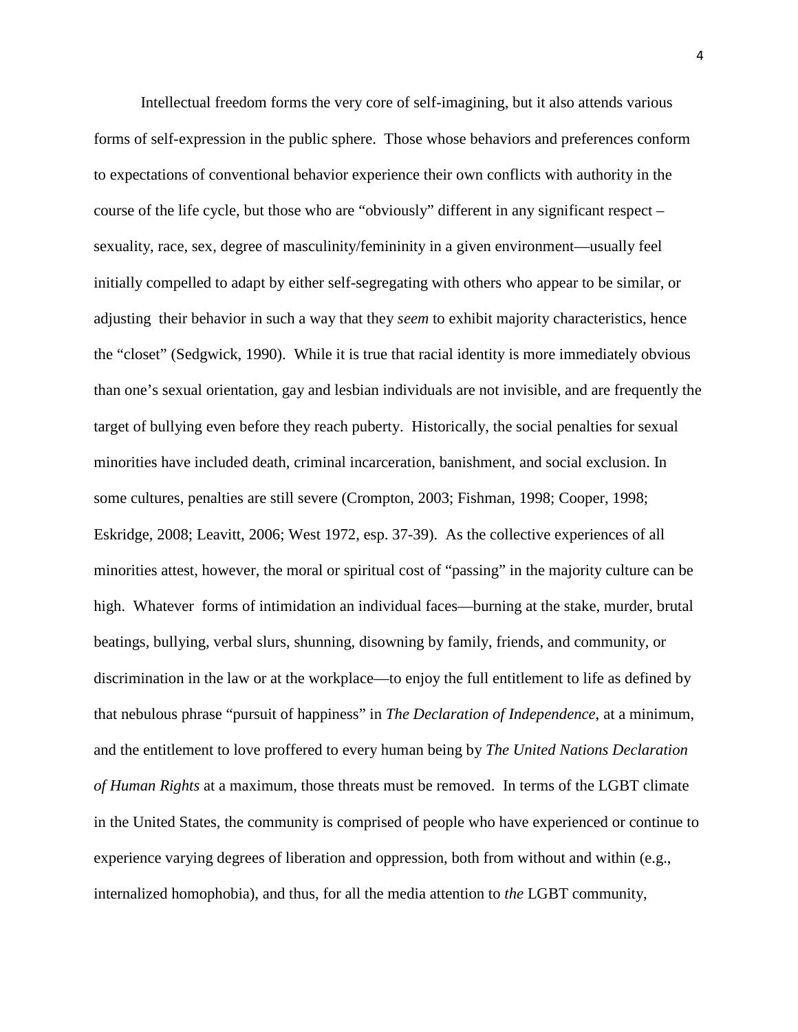Intellectual freedom forms the very core of self-imagining, but it also attends various forms of self-expression in the public sphere. Those whose behaviors and preferences conform to expectations of conventional behavior experience their own conflicts with authority in the course of the life cycle, but those who are "obviously" different in any significant respect – sexuality, race, sex, degree of masculinity/femininity in a given environment—usually feel initially compelled to adapt by either self-segregating with others who appear to be similar, or adjusting their behavior in such a way that they *seem* to exhibit majority characteristics, hence the "closet" (Sedgwick, 1990). While it is true that racial identity is more immediately obvious than one's sexual orientation, gay and lesbian individuals are not invisible, and are frequently the target of bullying even before they reach puberty. Historically, the social penalties for sexual minorities have included death, criminal incarceration, banishment, and social exclusion. In some cultures, penalties are still severe (Crompton, 2003; Fishman, 1998; Cooper, 1998; Eskridge, 2008; Leavitt, 2006; West 1972, esp. 37-39). As the collective experiences of all minorities attest, however, the moral or spiritual cost of "passing" in the majority culture can be high. Whatever forms of intimidation an individual faces—burning at the stake, murder, brutal beatings, bullying, verbal slurs, shunning, disowning by family, friends, and community, or discrimination in the law or at the workplace—to enjoy the full entitlement to life as defined by that nebulous phrase "pursuit of happiness" in *The Declaration of Independence,* at a minimum, and the entitlement to love proffered to every human being by *The United Nations Declaration of Human Rights* at a maximum, those threats must be removed. In terms of the LGBT climate in the United States, the community is comprised of people who have experienced or continue to experience varying degrees of liberation and oppression, both from without and within (e.g., internalized homophobia), and thus, for all the media attention to *the* LGBT community,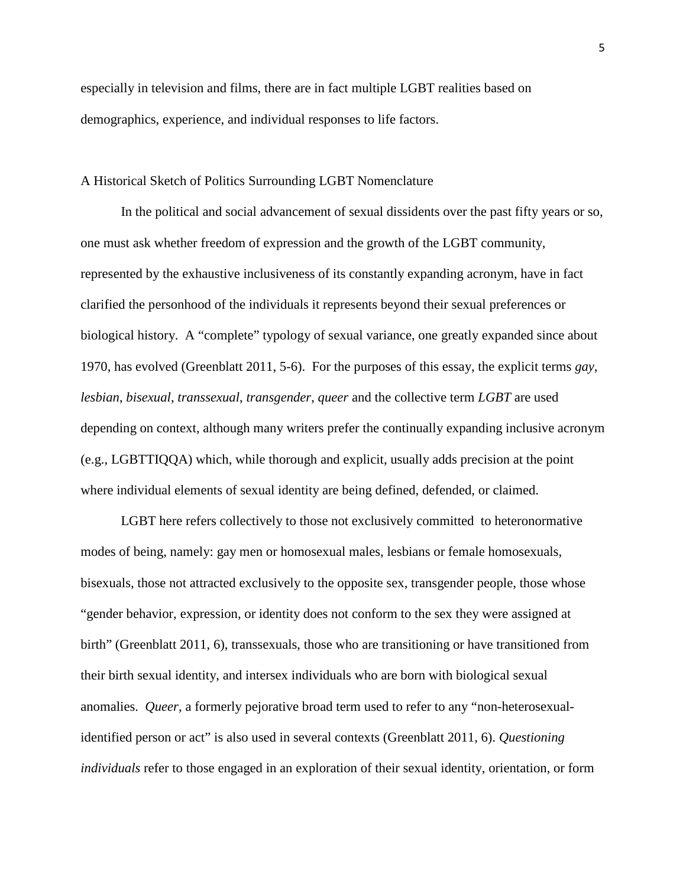especially in television and films, there are in fact multiple LGBT realities based on demographics, experience, and individual responses to life factors.

## A Historical Sketch of Politics Surrounding LGBT Nomenclature

In the political and social advancement of sexual dissidents over the past fifty years or so, one must ask whether freedom of expression and the growth of the LGBT community, represented by the exhaustive inclusiveness of its constantly expanding acronym, have in fact clarified the personhood of the individuals it represents beyond their sexual preferences or biological history. A "complete" typology of sexual variance, one greatly expanded since about 1970, has evolved (Greenblatt 2011, 5-6). For the purposes of this essay, the explicit terms *gay*, *lesbian*, *bisexual*, *transsexual*, *transgender*, *queer* and the collective term *LGBT* are used depending on context, although many writers prefer the continually expanding inclusive acronym (e.g., LGBTTIQQA) which, while thorough and explicit, usually adds precision at the point where individual elements of sexual identity are being defined, defended, or claimed.

LGBT here refers collectively to those not exclusively committed to heteronormative modes of being, namely: gay men or homosexual males, lesbians or female homosexuals, bisexuals, those not attracted exclusively to the opposite sex, transgender people, those whose "gender behavior, expression, or identity does not conform to the sex they were assigned at birth" (Greenblatt 2011, 6), transsexuals, those who are transitioning or have transitioned from their birth sexual identity, and intersex individuals who are born with biological sexual anomalies. *Queer*, a formerly pejorative broad term used to refer to any "non-heterosexual-identified person or act" is also used in several contexts (Greenblatt 2011, 6). *Questioning individuals* refer to those engaged in an exploration of their sexual identity, orientation, or form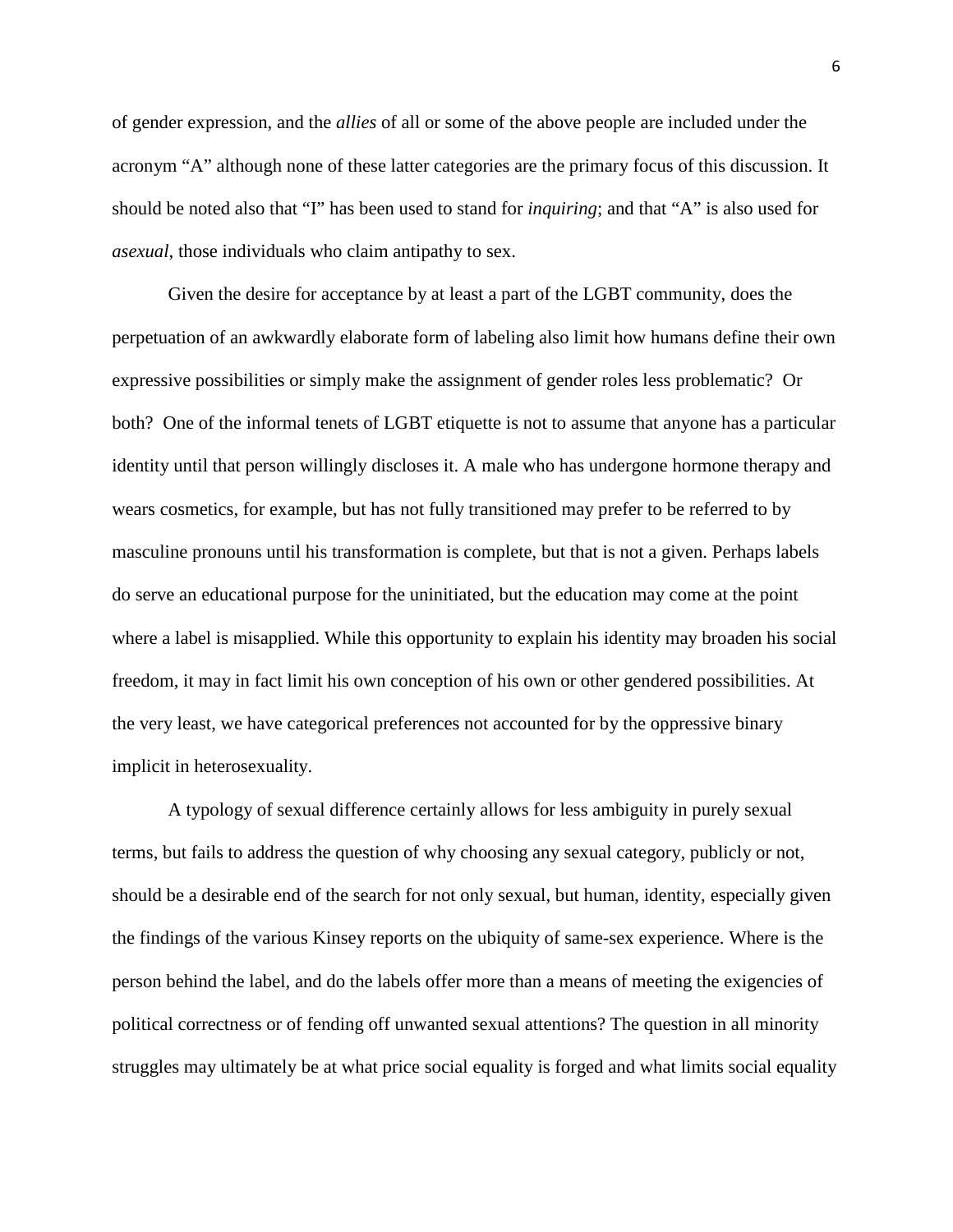of gender expression, and the *allies* of all or some of the above people are included under the acronym "A" although none of these latter categories are the primary focus of this discussion. It should be noted also that "I" has been used to stand for *inquiring*; and that "A" is also used for *asexual*, those individuals who claim antipathy to sex.

Given the desire for acceptance by at least a part of the LGBT community, does the perpetuation of an awkwardly elaborate form of labeling also limit how humans define their own expressive possibilities or simply make the assignment of gender roles less problematic? Or both? One of the informal tenets of LGBT etiquette is not to assume that anyone has a particular identity until that person willingly discloses it. A male who has undergone hormone therapy and wears cosmetics, for example, but has not fully transitioned may prefer to be referred to by masculine pronouns until his transformation is complete, but that is not a given. Perhaps labels do serve an educational purpose for the uninitiated, but the education may come at the point where a label is misapplied. While this opportunity to explain his identity may broaden his social freedom, it may in fact limit his own conception of his own or other gendered possibilities. At the very least, we have categorical preferences not accounted for by the oppressive binary implicit in heterosexuality.

A typology of sexual difference certainly allows for less ambiguity in purely sexual terms, but fails to address the question of why choosing any sexual category, publicly or not, should be a desirable end of the search for not only sexual, but human, identity, especially given the findings of the various Kinsey reports on the ubiquity of same-sex experience. Where is the person behind the label, and do the labels offer more than a means of meeting the exigencies of political correctness or of fending off unwanted sexual attentions? The question in all minority struggles may ultimately be at what price social equality is forged and what limits social equality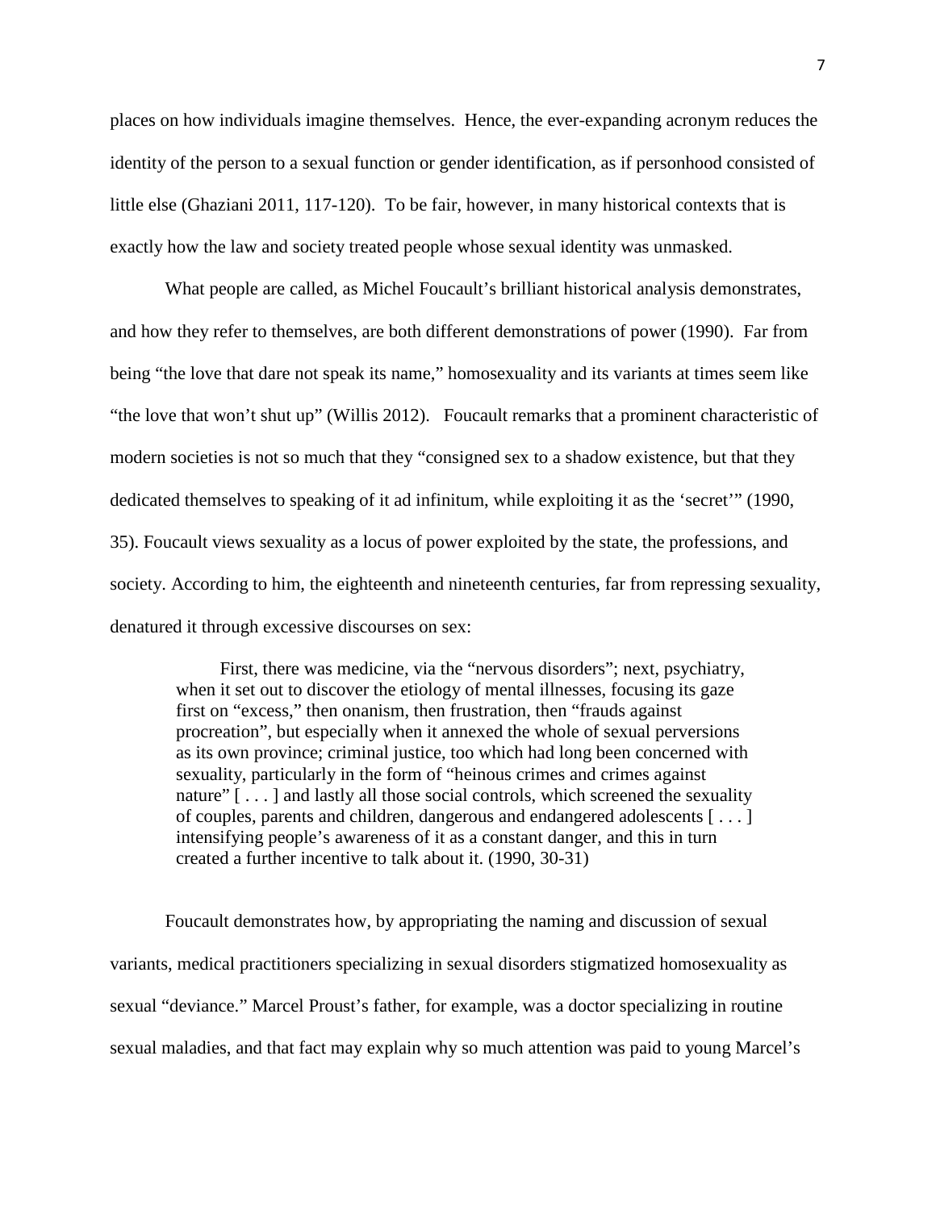places on how individuals imagine themselves. Hence, the ever-expanding acronym reduces the identity of the person to a sexual function or gender identification, as if personhood consisted of little else (Ghaziani 2011, 117-120). To be fair, however, in many historical contexts that is exactly how the law and society treated people whose sexual identity was unmasked.

What people are called, as Michel Foucault's brilliant historical analysis demonstrates, and how they refer to themselves, are both different demonstrations of power (1990). Far from being "the love that dare not speak its name," homosexuality and its variants at times seem like "the love that won't shut up" (Willis 2012). Foucault remarks that a prominent characteristic of modern societies is not so much that they "consigned sex to a shadow existence, but that they dedicated themselves to speaking of it ad infinitum, while exploiting it as the 'secret'" (1990, 35). Foucault views sexuality as a locus of power exploited by the state, the professions, and society. According to him, the eighteenth and nineteenth centuries, far from repressing sexuality, denatured it through excessive discourses on sex:

> First, there was medicine, via the "nervous disorders"; next, psychiatry, when it set out to discover the etiology of mental illnesses, focusing its gaze first on "excess," then onanism, then frustration, then "frauds against procreation", but especially when it annexed the whole of sexual perversions as its own province; criminal justice, too which had long been concerned with sexuality, particularly in the form of "heinous crimes and crimes against nature" [ . . . ] and lastly all those social controls, which screened the sexuality of couples, parents and children, dangerous and endangered adolescents [ . . . ] intensifying people's awareness of it as a constant danger, and this in turn created a further incentive to talk about it. (1990, 30-31)

Foucault demonstrates how, by appropriating the naming and discussion of sexual variants, medical practitioners specializing in sexual disorders stigmatized homosexuality as sexual "deviance." Marcel Proust's father, for example, was a doctor specializing in routine sexual maladies, and that fact may explain why so much attention was paid to young Marcel's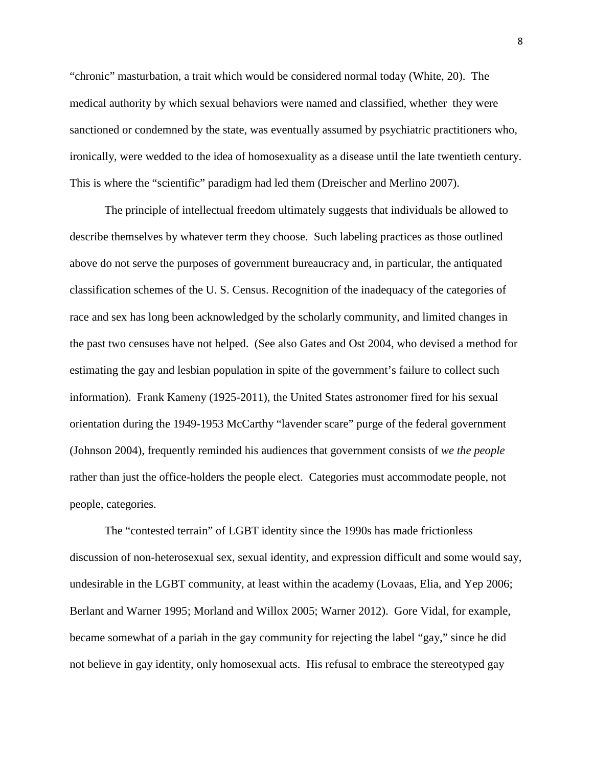"chronic" masturbation, a trait which would be considered normal today (White, 20). The medical authority by which sexual behaviors were named and classified, whether they were sanctioned or condemned by the state, was eventually assumed by psychiatric practitioners who, ironically, were wedded to the idea of homosexuality as a disease until the late twentieth century. This is where the "scientific" paradigm had led them (Dreischer and Merlino 2007).

The principle of intellectual freedom ultimately suggests that individuals be allowed to describe themselves by whatever term they choose. Such labeling practices as those outlined above do not serve the purposes of government bureaucracy and, in particular, the antiquated classification schemes of the U. S. Census. Recognition of the inadequacy of the categories of race and sex has long been acknowledged by the scholarly community, and limited changes in the past two censuses have not helped. (See also Gates and Ost 2004, who devised a method for estimating the gay and lesbian population in spite of the government's failure to collect such information). Frank Kameny (1925-2011), the United States astronomer fired for his sexual orientation during the 1949-1953 McCarthy "lavender scare" purge of the federal government (Johnson 2004), frequently reminded his audiences that government consists of *we the people* rather than just the office-holders the people elect. Categories must accommodate people, not people, categories.

The "contested terrain" of LGBT identity since the 1990s has made frictionless discussion of non-heterosexual sex, sexual identity, and expression difficult and some would say, undesirable in the LGBT community, at least within the academy (Lovaas, Elia, and Yep 2006; Berlant and Warner 1995; Morland and Willox 2005; Warner 2012). Gore Vidal, for example, became somewhat of a pariah in the gay community for rejecting the label "gay," since he did not believe in gay identity, only homosexual acts. His refusal to embrace the stereotyped gay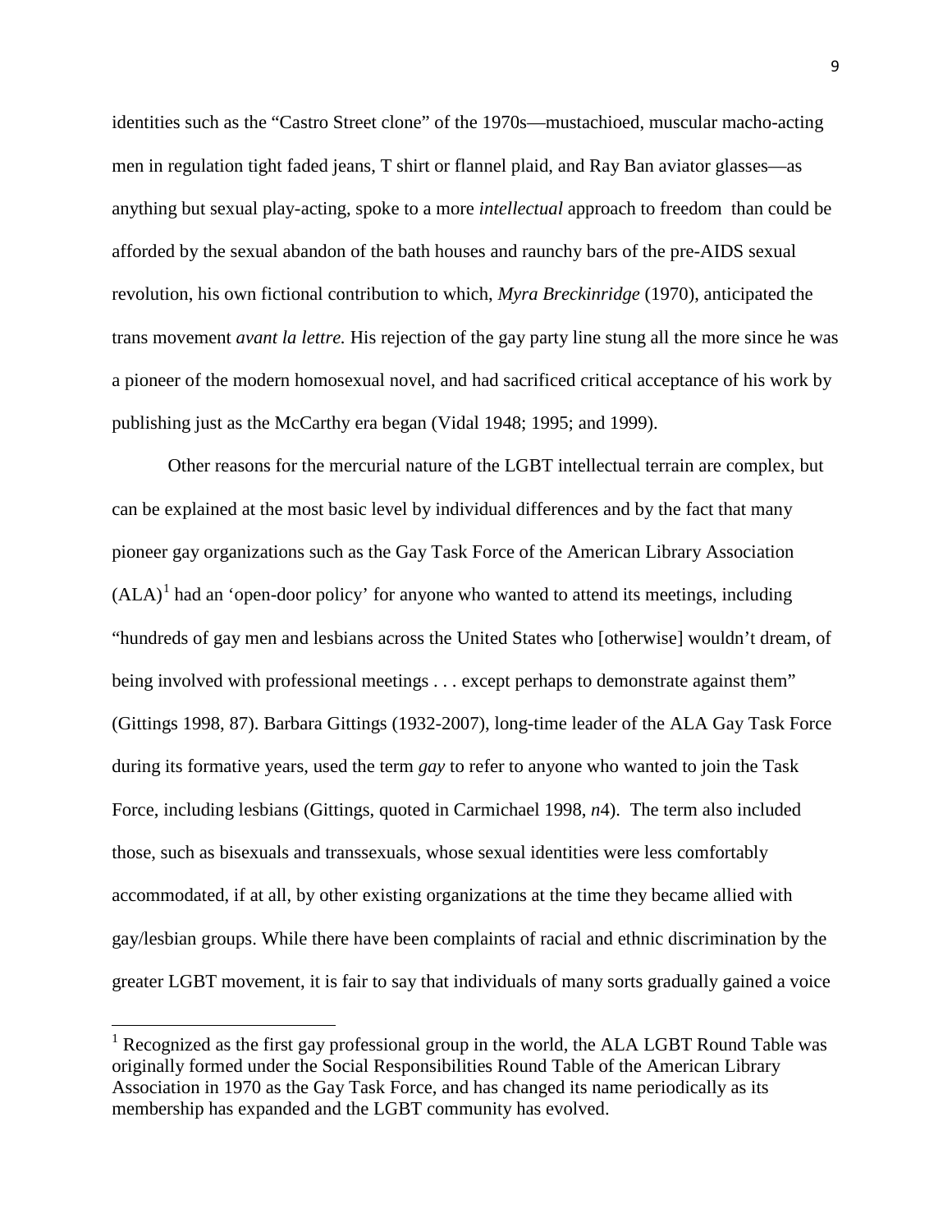identities such as the “Castro Street clone” of the 1970s—mustachioed, muscular macho-acting men in regulation tight faded jeans, T shirt or flannel plaid, and Ray Ban aviator glasses—as anything but sexual play-acting, spoke to a more *intellectual* approach to freedom than could be afforded by the sexual abandon of the bath houses and raunchy bars of the pre-AIDS sexual revolution, his own fictional contribution to which, *Myra Breckinridge* (1970), anticipated the trans movement *avant la lettre.* His rejection of the gay party line stung all the more since he was a pioneer of the modern homosexual novel, and had sacrificed critical acceptance of his work by publishing just as the McCarthy era began (Vidal 1948; 1995; and 1999).

Other reasons for the mercurial nature of the LGBT intellectual terrain are complex, but can be explained at the most basic level by individual differences and by the fact that many pioneer gay organizations such as the Gay Task Force of the American Library Association (ALA)[1] had an ‘open-door policy’ for anyone who wanted to attend its meetings, including “hundreds of gay men and lesbians across the United States who [otherwise] wouldn’t dream, of being involved with professional meetings . . . except perhaps to demonstrate against them” (Gittings 1998, 87). Barbara Gittings (1932-2007), long-time leader of the ALA Gay Task Force during its formative years, used the term *gay* to refer to anyone who wanted to join the Task Force, including lesbians (Gittings, quoted in Carmichael 1998, *n*4). The term also included those, such as bisexuals and transsexuals, whose sexual identities were less comfortably accommodated, if at all, by other existing organizations at the time they became allied with gay/lesbian groups. While there have been complaints of racial and ethnic discrimination by the greater LGBT movement, it is fair to say that individuals of many sorts gradually gained a voice

[1] Recognized as the first gay professional group in the world, the ALA LGBT Round Table was originally formed under the Social Responsibilities Round Table of the American Library Association in 1970 as the Gay Task Force, and has changed its name periodically as its membership has expanded and the LGBT community has evolved.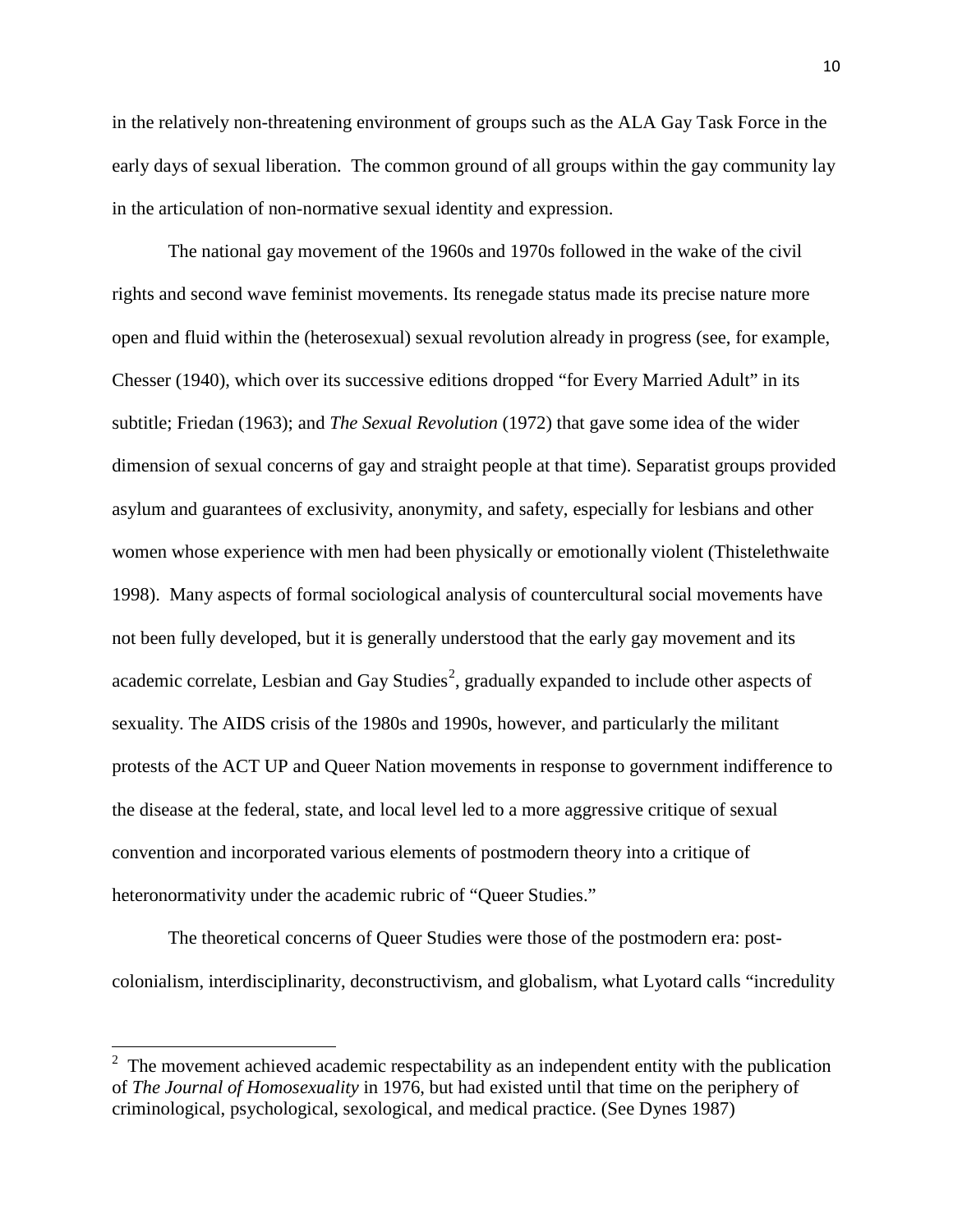in the relatively non-threatening environment of groups such as the ALA Gay Task Force in the early days of sexual liberation. The common ground of all groups within the gay community lay in the articulation of non-normative sexual identity and expression.

The national gay movement of the 1960s and 1970s followed in the wake of the civil rights and second wave feminist movements. Its renegade status made its precise nature more open and fluid within the (heterosexual) sexual revolution already in progress (see, for example, Chesser (1940), which over its successive editions dropped "for Every Married Adult" in its subtitle; Friedan (1963); and *The Sexual Revolution* (1972) that gave some idea of the wider dimension of sexual concerns of gay and straight people at that time). Separatist groups provided asylum and guarantees of exclusivity, anonymity, and safety, especially for lesbians and other women whose experience with men had been physically or emotionally violent (Thistelethwaite 1998). Many aspects of formal sociological analysis of countercultural social movements have not been fully developed, but it is generally understood that the early gay movement and its academic correlate, Lesbian and Gay Studies[2], gradually expanded to include other aspects of sexuality. The AIDS crisis of the 1980s and 1990s, however, and particularly the militant protests of the ACT UP and Queer Nation movements in response to government indifference to the disease at the federal, state, and local level led to a more aggressive critique of sexual convention and incorporated various elements of postmodern theory into a critique of heteronormativity under the academic rubric of "Queer Studies."

The theoretical concerns of Queer Studies were those of the postmodern era: post-colonialism, interdisciplinarity, deconstructivism, and globalism, what Lyotard calls "incredulity

[2] The movement achieved academic respectability as an independent entity with the publication of *The Journal of Homosexuality* in 1976, but had existed until that time on the periphery of criminological, psychological, sexological, and medical practice. (See Dynes 1987)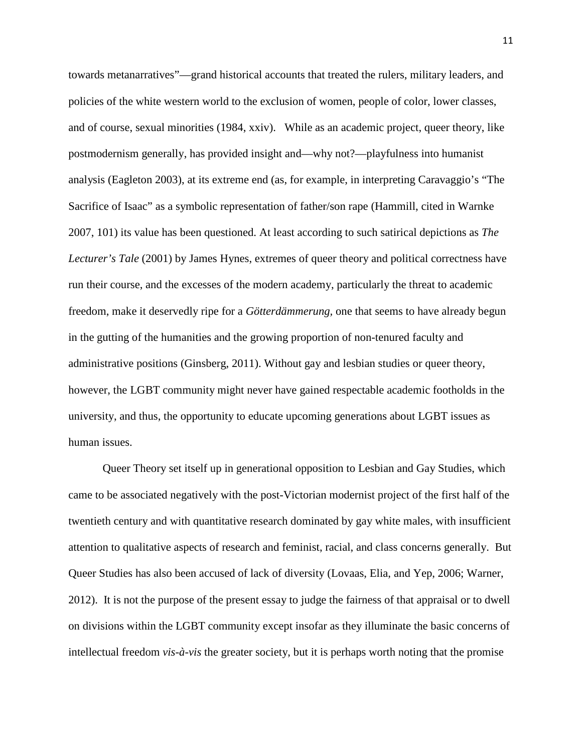towards metanarratives"—grand historical accounts that treated the rulers, military leaders, and policies of the white western world to the exclusion of women, people of color, lower classes, and of course, sexual minorities (1984, xxiv). While as an academic project, queer theory, like postmodernism generally, has provided insight and—why not?—playfulness into humanist analysis (Eagleton 2003), at its extreme end (as, for example, in interpreting Caravaggio's "The Sacrifice of Isaac" as a symbolic representation of father/son rape (Hammill, cited in Warnke 2007, 101) its value has been questioned. At least according to such satirical depictions as *The Lecturer's Tale* (2001) by James Hynes, extremes of queer theory and political correctness have run their course, and the excesses of the modern academy, particularly the threat to academic freedom, make it deservedly ripe for a *Götterdämmerung*, one that seems to have already begun in the gutting of the humanities and the growing proportion of non-tenured faculty and administrative positions (Ginsberg, 2011). Without gay and lesbian studies or queer theory, however, the LGBT community might never have gained respectable academic footholds in the university, and thus, the opportunity to educate upcoming generations about LGBT issues as human issues.

Queer Theory set itself up in generational opposition to Lesbian and Gay Studies, which came to be associated negatively with the post-Victorian modernist project of the first half of the twentieth century and with quantitative research dominated by gay white males, with insufficient attention to qualitative aspects of research and feminist, racial, and class concerns generally. But Queer Studies has also been accused of lack of diversity (Lovaas, Elia, and Yep, 2006; Warner, 2012). It is not the purpose of the present essay to judge the fairness of that appraisal or to dwell on divisions within the LGBT community except insofar as they illuminate the basic concerns of intellectual freedom *vis-à-vis* the greater society, but it is perhaps worth noting that the promise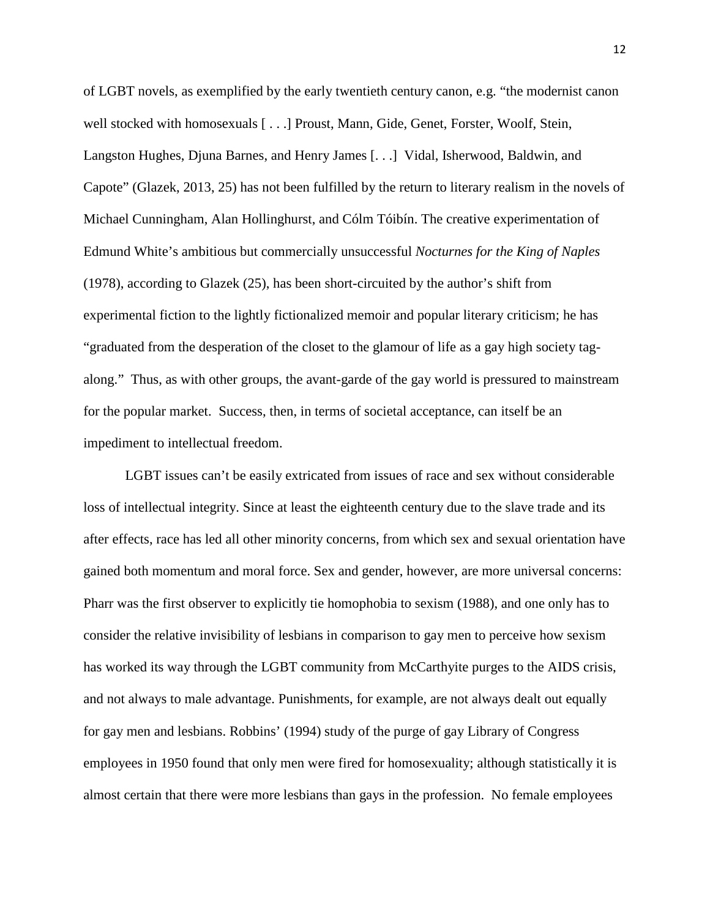of LGBT novels, as exemplified by the early twentieth century canon, e.g. "the modernist canon well stocked with homosexuals [ . . .] Proust, Mann, Gide, Genet, Forster, Woolf, Stein, Langston Hughes, Djuna Barnes, and Henry James [. . .] Vidal, Isherwood, Baldwin, and Capote" (Glazek, 2013, 25) has not been fulfilled by the return to literary realism in the novels of Michael Cunningham, Alan Hollinghurst, and Cólm Tóibín. The creative experimentation of Edmund White's ambitious but commercially unsuccessful *Nocturnes for the King of Naples* (1978), according to Glazek (25), has been short-circuited by the author's shift from experimental fiction to the lightly fictionalized memoir and popular literary criticism; he has "graduated from the desperation of the closet to the glamour of life as a gay high society tag-along." Thus, as with other groups, the avant-garde of the gay world is pressured to mainstream for the popular market. Success, then, in terms of societal acceptance, can itself be an impediment to intellectual freedom.

LGBT issues can't be easily extricated from issues of race and sex without considerable loss of intellectual integrity. Since at least the eighteenth century due to the slave trade and its after effects, race has led all other minority concerns, from which sex and sexual orientation have gained both momentum and moral force. Sex and gender, however, are more universal concerns: Pharr was the first observer to explicitly tie homophobia to sexism (1988), and one only has to consider the relative invisibility of lesbians in comparison to gay men to perceive how sexism has worked its way through the LGBT community from McCarthyite purges to the AIDS crisis, and not always to male advantage. Punishments, for example, are not always dealt out equally for gay men and lesbians. Robbins' (1994) study of the purge of gay Library of Congress employees in 1950 found that only men were fired for homosexuality; although statistically it is almost certain that there were more lesbians than gays in the profession. No female employees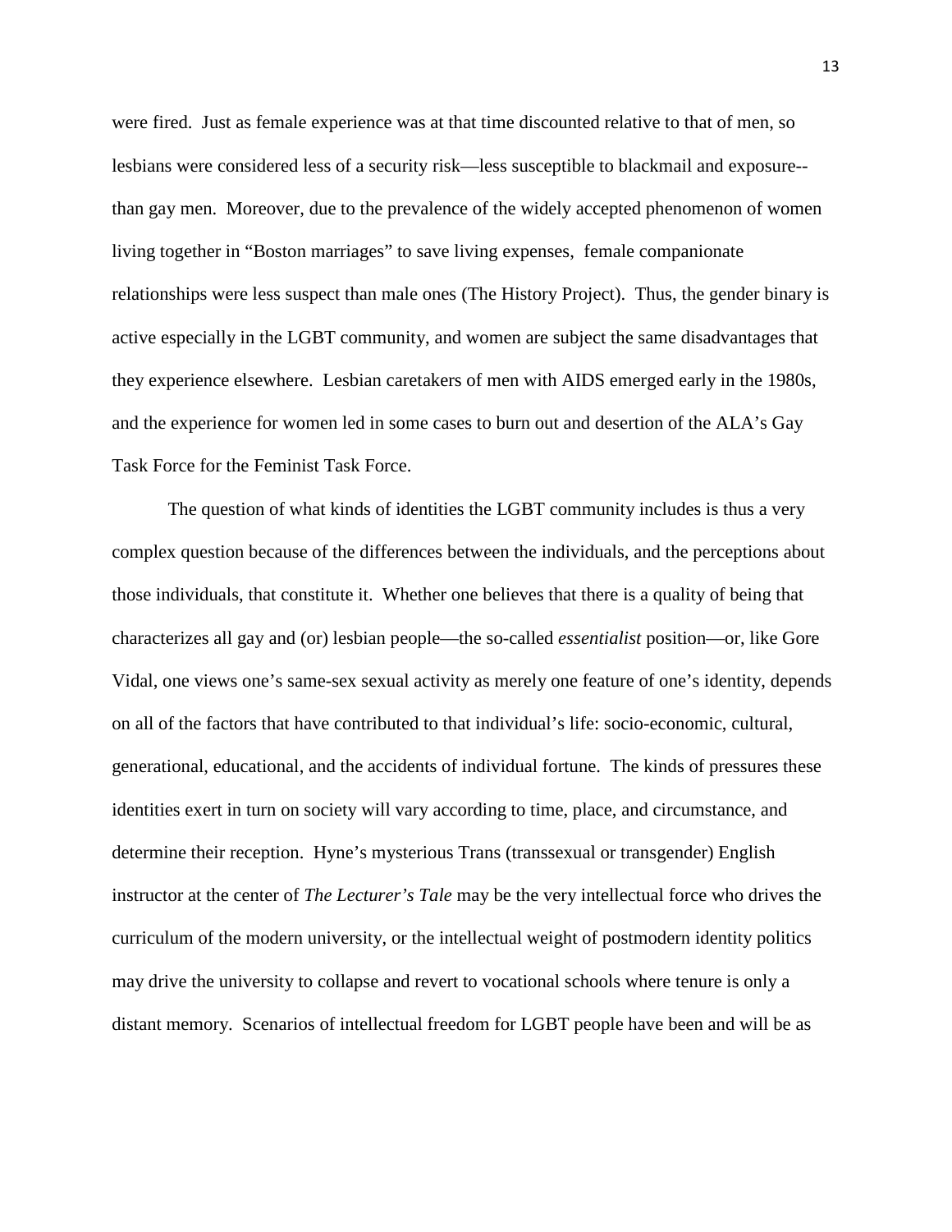were fired. Just as female experience was at that time discounted relative to that of men, so lesbians were considered less of a security risk—less susceptible to blackmail and exposure--than gay men. Moreover, due to the prevalence of the widely accepted phenomenon of women living together in "Boston marriages" to save living expenses, female companionate relationships were less suspect than male ones (The History Project). Thus, the gender binary is active especially in the LGBT community, and women are subject the same disadvantages that they experience elsewhere. Lesbian caretakers of men with AIDS emerged early in the 1980s, and the experience for women led in some cases to burn out and desertion of the ALA's Gay Task Force for the Feminist Task Force.

The question of what kinds of identities the LGBT community includes is thus a very complex question because of the differences between the individuals, and the perceptions about those individuals, that constitute it. Whether one believes that there is a quality of being that characterizes all gay and (or) lesbian people—the so-called *essentialist* position—or, like Gore Vidal, one views one's same-sex sexual activity as merely one feature of one's identity, depends on all of the factors that have contributed to that individual's life: socio-economic, cultural, generational, educational, and the accidents of individual fortune. The kinds of pressures these identities exert in turn on society will vary according to time, place, and circumstance, and determine their reception. Hyne's mysterious Trans (transsexual or transgender) English instructor at the center of *The Lecturer's Tale* may be the very intellectual force who drives the curriculum of the modern university, or the intellectual weight of postmodern identity politics may drive the university to collapse and revert to vocational schools where tenure is only a distant memory. Scenarios of intellectual freedom for LGBT people have been and will be as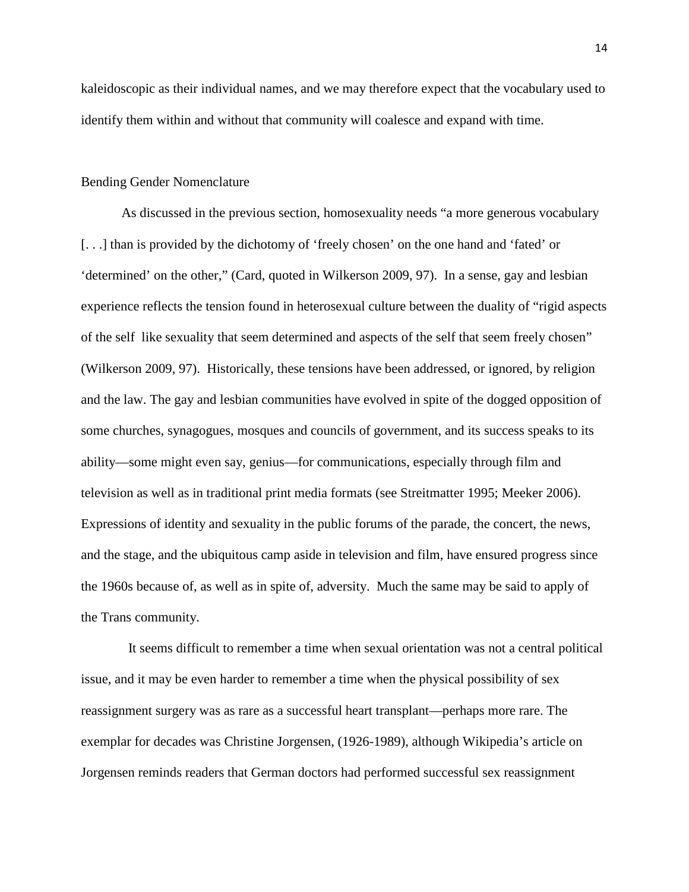kaleidoscopic as their individual names, and we may therefore expect that the vocabulary used to identify them within and without that community will coalesce and expand with time.

## Bending Gender Nomenclature

As discussed in the previous section, homosexuality needs "a more generous vocabulary [. . .] than is provided by the dichotomy of 'freely chosen' on the one hand and 'fated' or 'determined' on the other," (Card, quoted in Wilkerson 2009, 97). In a sense, gay and lesbian experience reflects the tension found in heterosexual culture between the duality of "rigid aspects of the self like sexuality that seem determined and aspects of the self that seem freely chosen" (Wilkerson 2009, 97). Historically, these tensions have been addressed, or ignored, by religion and the law. The gay and lesbian communities have evolved in spite of the dogged opposition of some churches, synagogues, mosques and councils of government, and its success speaks to its ability—some might even say, genius—for communications, especially through film and television as well as in traditional print media formats (see Streitmatter 1995; Meeker 2006). Expressions of identity and sexuality in the public forums of the parade, the concert, the news, and the stage, and the ubiquitous camp aside in television and film, have ensured progress since the 1960s because of, as well as in spite of, adversity. Much the same may be said to apply of the Trans community.

It seems difficult to remember a time when sexual orientation was not a central political issue, and it may be even harder to remember a time when the physical possibility of sex reassignment surgery was as rare as a successful heart transplant—perhaps more rare. The exemplar for decades was Christine Jorgensen, (1926-1989), although Wikipedia's article on Jorgensen reminds readers that German doctors had performed successful sex reassignment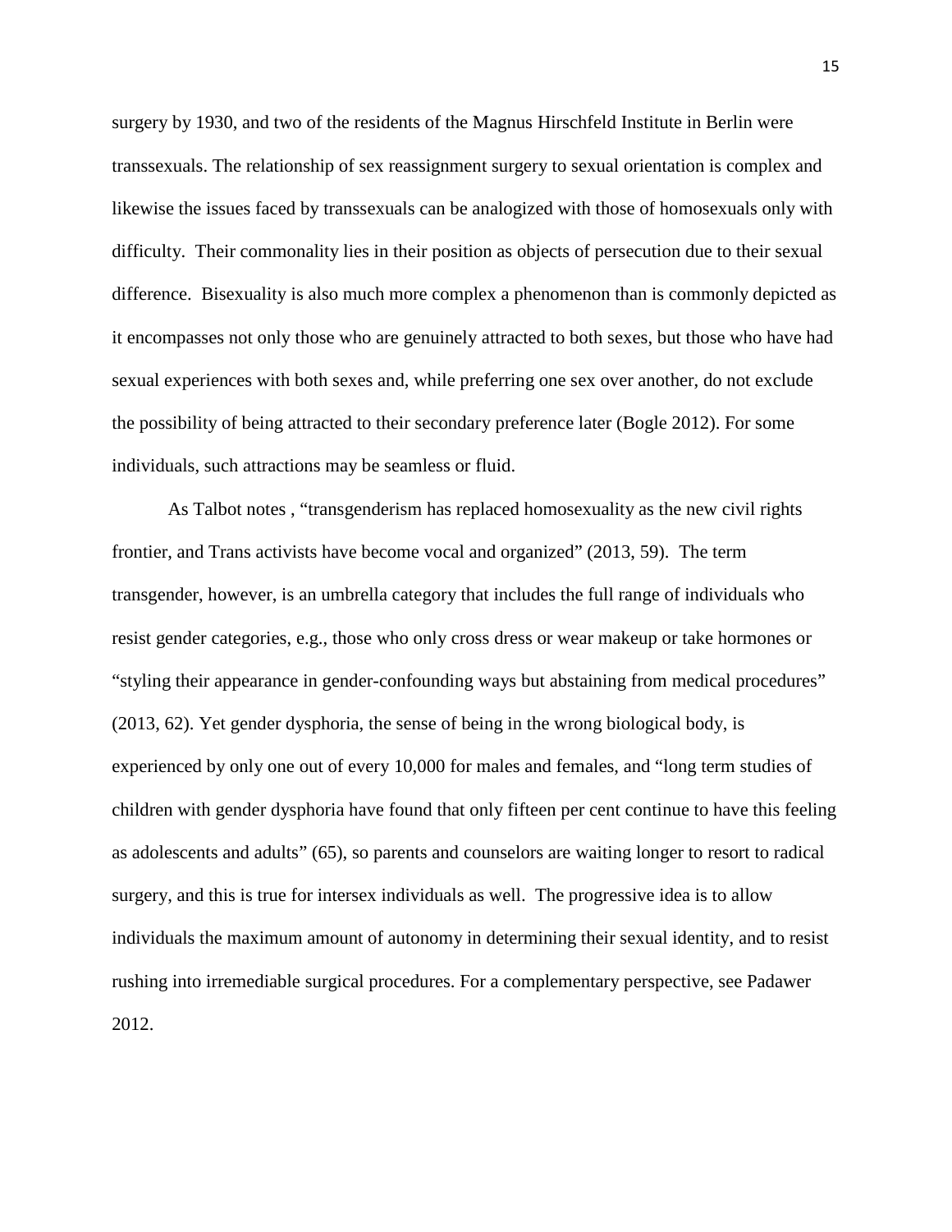surgery by 1930, and two of the residents of the Magnus Hirschfeld Institute in Berlin were transsexuals. The relationship of sex reassignment surgery to sexual orientation is complex and likewise the issues faced by transsexuals can be analogized with those of homosexuals only with difficulty. Their commonality lies in their position as objects of persecution due to their sexual difference. Bisexuality is also much more complex a phenomenon than is commonly depicted as it encompasses not only those who are genuinely attracted to both sexes, but those who have had sexual experiences with both sexes and, while preferring one sex over another, do not exclude the possibility of being attracted to their secondary preference later (Bogle 2012). For some individuals, such attractions may be seamless or fluid.

As Talbot notes , "transgenderism has replaced homosexuality as the new civil rights frontier, and Trans activists have become vocal and organized" (2013, 59). The term transgender, however, is an umbrella category that includes the full range of individuals who resist gender categories, e.g., those who only cross dress or wear makeup or take hormones or "styling their appearance in gender-confounding ways but abstaining from medical procedures" (2013, 62). Yet gender dysphoria, the sense of being in the wrong biological body, is experienced by only one out of every 10,000 for males and females, and "long term studies of children with gender dysphoria have found that only fifteen per cent continue to have this feeling as adolescents and adults" (65), so parents and counselors are waiting longer to resort to radical surgery, and this is true for intersex individuals as well. The progressive idea is to allow individuals the maximum amount of autonomy in determining their sexual identity, and to resist rushing into irremediable surgical procedures. For a complementary perspective, see Padawer 2012.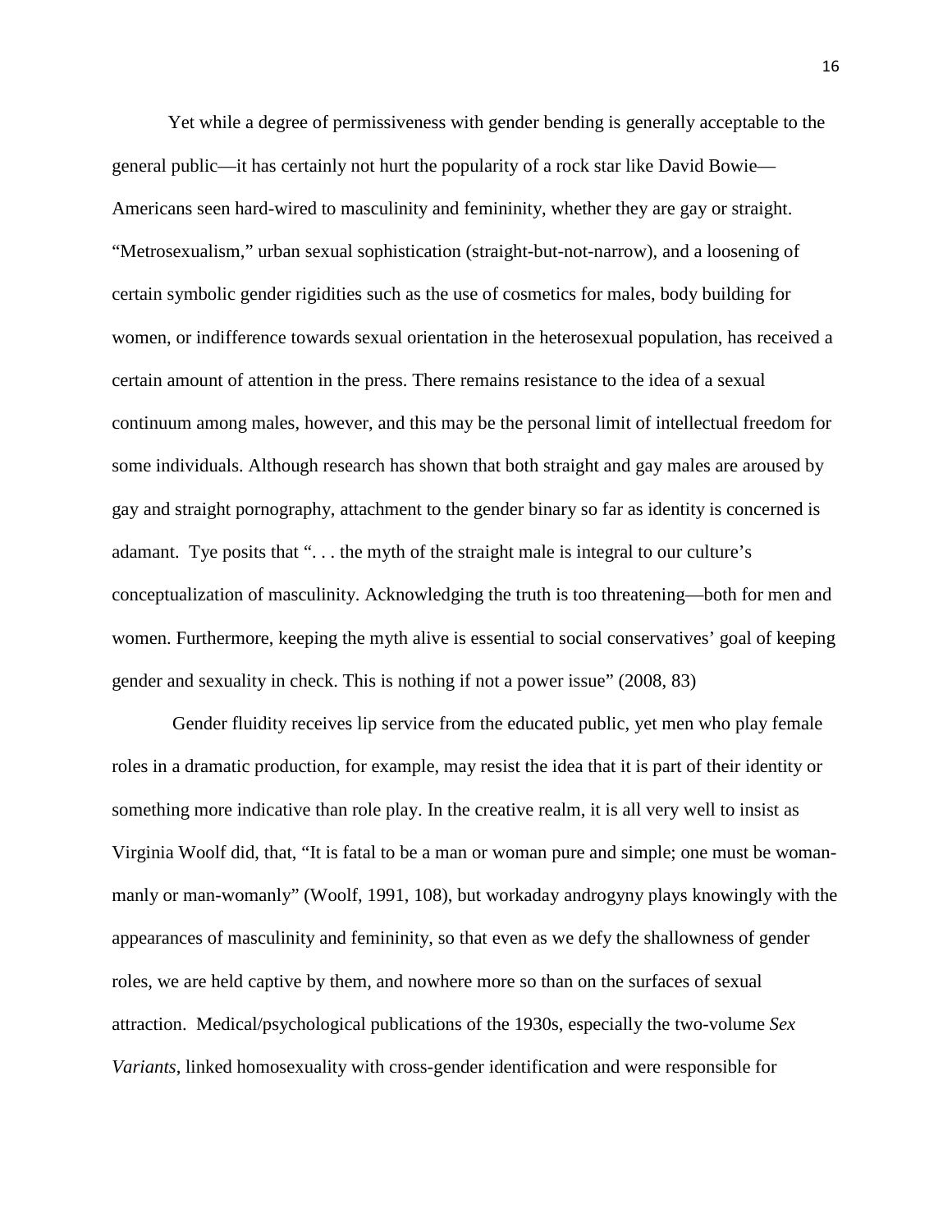Yet while a degree of permissiveness with gender bending is generally acceptable to the general public—it has certainly not hurt the popularity of a rock star like David Bowie—Americans seen hard-wired to masculinity and femininity, whether they are gay or straight. "Metrosexualism," urban sexual sophistication (straight-but-not-narrow), and a loosening of certain symbolic gender rigidities such as the use of cosmetics for males, body building for women, or indifference towards sexual orientation in the heterosexual population, has received a certain amount of attention in the press. There remains resistance to the idea of a sexual continuum among males, however, and this may be the personal limit of intellectual freedom for some individuals. Although research has shown that both straight and gay males are aroused by gay and straight pornography, attachment to the gender binary so far as identity is concerned is adamant. Tye posits that ". . . the myth of the straight male is integral to our culture's conceptualization of masculinity. Acknowledging the truth is too threatening—both for men and women. Furthermore, keeping the myth alive is essential to social conservatives' goal of keeping gender and sexuality in check. This is nothing if not a power issue" (2008, 83)

Gender fluidity receives lip service from the educated public, yet men who play female roles in a dramatic production, for example, may resist the idea that it is part of their identity or something more indicative than role play. In the creative realm, it is all very well to insist as Virginia Woolf did, that, "It is fatal to be a man or woman pure and simple; one must be woman-manly or man-womanly" (Woolf, 1991, 108), but workaday androgyny plays knowingly with the appearances of masculinity and femininity, so that even as we defy the shallowness of gender roles, we are held captive by them, and nowhere more so than on the surfaces of sexual attraction. Medical/psychological publications of the 1930s, especially the two-volume *Sex Variants*, linked homosexuality with cross-gender identification and were responsible for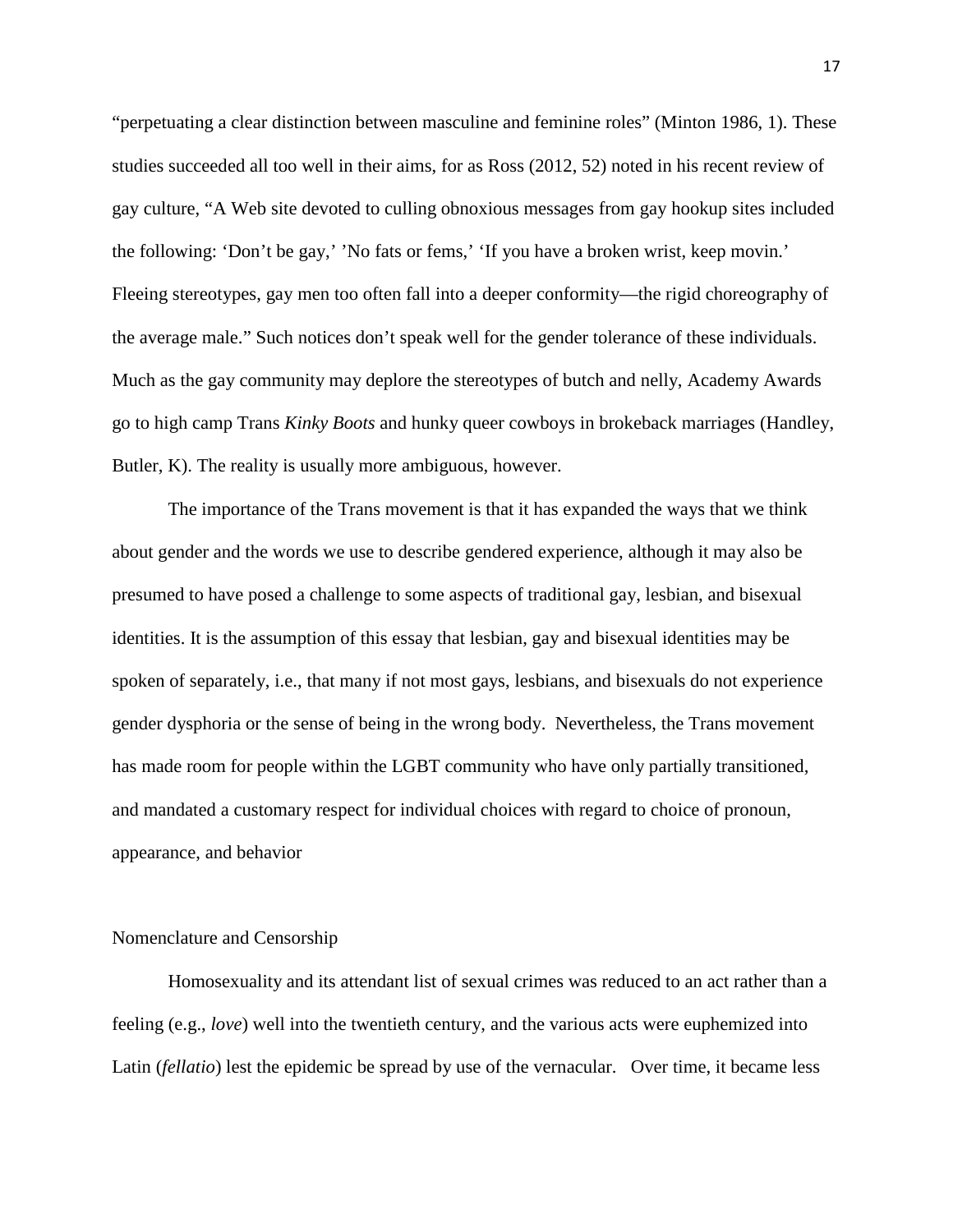"perpetuating a clear distinction between masculine and feminine roles" (Minton 1986, 1). These studies succeeded all too well in their aims, for as Ross (2012, 52) noted in his recent review of gay culture, "A Web site devoted to culling obnoxious messages from gay hookup sites included the following: 'Don't be gay,' 'No fats or fems,' 'If you have a broken wrist, keep movin.' Fleeing stereotypes, gay men too often fall into a deeper conformity—the rigid choreography of the average male." Such notices don't speak well for the gender tolerance of these individuals. Much as the gay community may deplore the stereotypes of butch and nelly, Academy Awards go to high camp Trans *Kinky Boots* and hunky queer cowboys in brokeback marriages (Handley, Butler, K). The reality is usually more ambiguous, however.

The importance of the Trans movement is that it has expanded the ways that we think about gender and the words we use to describe gendered experience, although it may also be presumed to have posed a challenge to some aspects of traditional gay, lesbian, and bisexual identities. It is the assumption of this essay that lesbian, gay and bisexual identities may be spoken of separately, i.e., that many if not most gays, lesbians, and bisexuals do not experience gender dysphoria or the sense of being in the wrong body. Nevertheless, the Trans movement has made room for people within the LGBT community who have only partially transitioned, and mandated a customary respect for individual choices with regard to choice of pronoun, appearance, and behavior

## Nomenclature and Censorship

Homosexuality and its attendant list of sexual crimes was reduced to an act rather than a feeling (e.g., *love*) well into the twentieth century, and the various acts were euphemized into Latin (*fellatio*) lest the epidemic be spread by use of the vernacular. Over time, it became less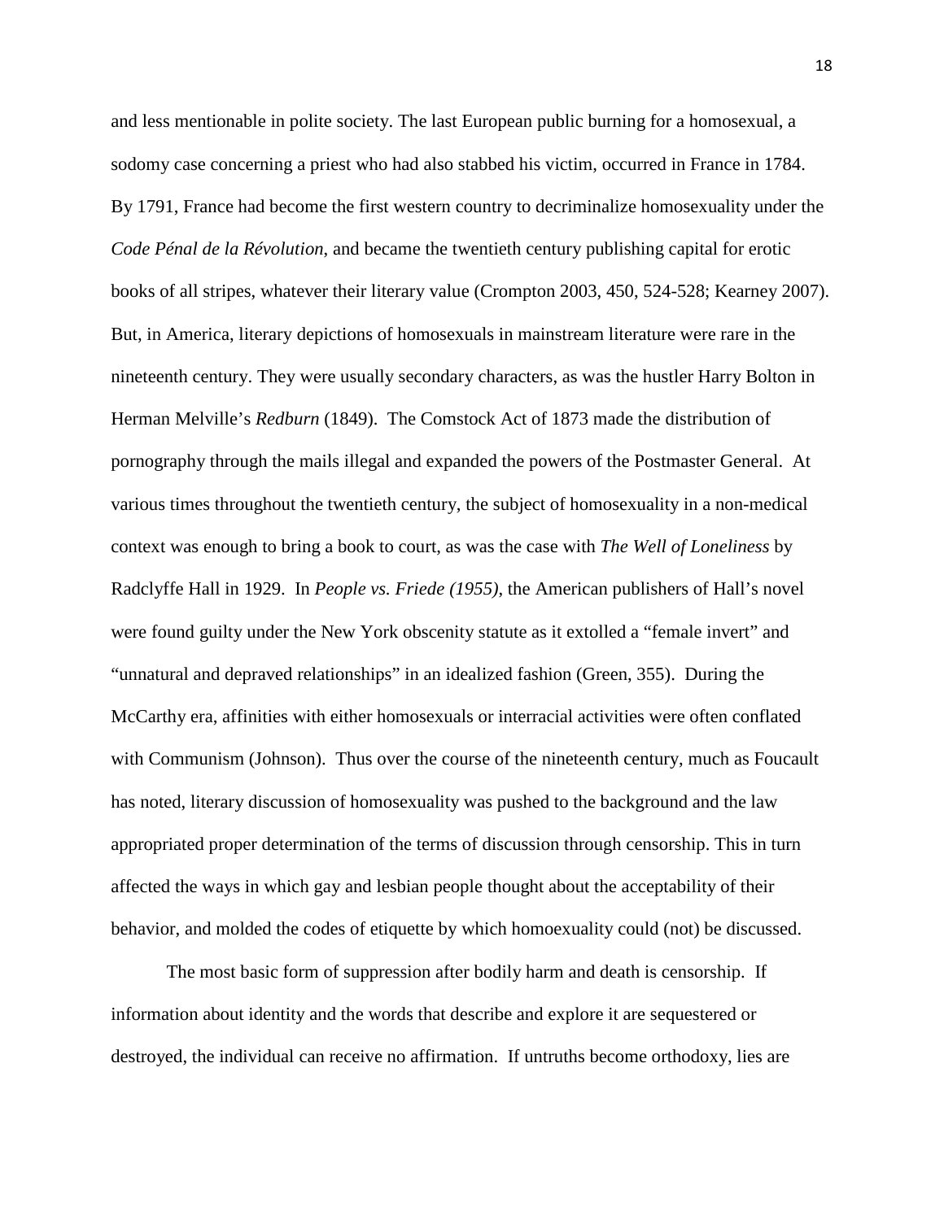and less mentionable in polite society. The last European public burning for a homosexual, a sodomy case concerning a priest who had also stabbed his victim, occurred in France in 1784. By 1791, France had become the first western country to decriminalize homosexuality under the *Code Pénal de la Révolution*, and became the twentieth century publishing capital for erotic books of all stripes, whatever their literary value (Crompton 2003, 450, 524-528; Kearney 2007). But, in America, literary depictions of homosexuals in mainstream literature were rare in the nineteenth century. They were usually secondary characters, as was the hustler Harry Bolton in Herman Melville's *Redburn* (1849). The Comstock Act of 1873 made the distribution of pornography through the mails illegal and expanded the powers of the Postmaster General. At various times throughout the twentieth century, the subject of homosexuality in a non-medical context was enough to bring a book to court, as was the case with *The Well of Loneliness* by Radclyffe Hall in 1929. In *People vs. Friede (1955)*, the American publishers of Hall's novel were found guilty under the New York obscenity statute as it extolled a "female invert" and "unnatural and depraved relationships" in an idealized fashion (Green, 355). During the McCarthy era, affinities with either homosexuals or interracial activities were often conflated with Communism (Johnson). Thus over the course of the nineteenth century, much as Foucault has noted, literary discussion of homosexuality was pushed to the background and the law appropriated proper determination of the terms of discussion through censorship. This in turn affected the ways in which gay and lesbian people thought about the acceptability of their behavior, and molded the codes of etiquette by which homoexuality could (not) be discussed.

The most basic form of suppression after bodily harm and death is censorship. If information about identity and the words that describe and explore it are sequestered or destroyed, the individual can receive no affirmation. If untruths become orthodoxy, lies are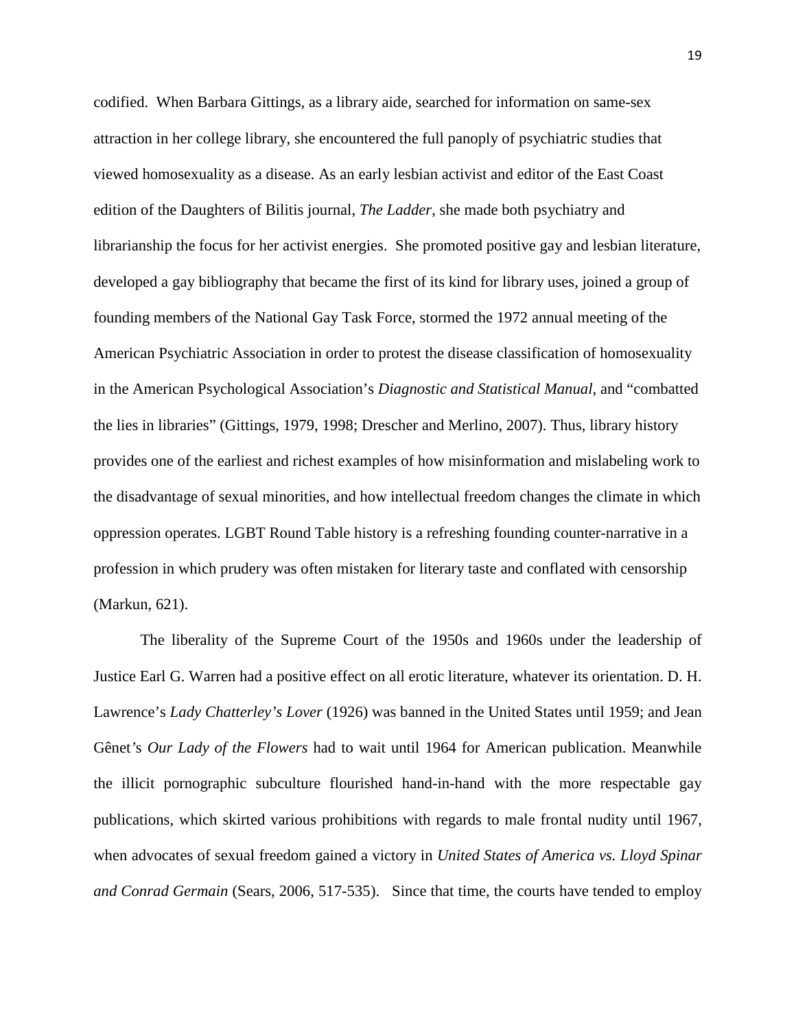codified. When Barbara Gittings, as a library aide, searched for information on same-sex attraction in her college library, she encountered the full panoply of psychiatric studies that viewed homosexuality as a disease. As an early lesbian activist and editor of the East Coast edition of the Daughters of Bilitis journal, *The Ladder*, she made both psychiatry and librarianship the focus for her activist energies. She promoted positive gay and lesbian literature, developed a gay bibliography that became the first of its kind for library uses, joined a group of founding members of the National Gay Task Force, stormed the 1972 annual meeting of the American Psychiatric Association in order to protest the disease classification of homosexuality in the American Psychological Association's *Diagnostic and Statistical Manual*, and "combatted the lies in libraries" (Gittings, 1979, 1998; Drescher and Merlino, 2007). Thus, library history provides one of the earliest and richest examples of how misinformation and mislabeling work to the disadvantage of sexual minorities, and how intellectual freedom changes the climate in which oppression operates. LGBT Round Table history is a refreshing founding counter-narrative in a profession in which prudery was often mistaken for literary taste and conflated with censorship (Markun, 621).

The liberality of the Supreme Court of the 1950s and 1960s under the leadership of Justice Earl G. Warren had a positive effect on all erotic literature, whatever its orientation. D. H. Lawrence's *Lady Chatterley's Lover* (1926) was banned in the United States until 1959; and Jean Gênet's *Our Lady of the Flowers* had to wait until 1964 for American publication. Meanwhile the illicit pornographic subculture flourished hand-in-hand with the more respectable gay publications, which skirted various prohibitions with regards to male frontal nudity until 1967, when advocates of sexual freedom gained a victory in *United States of America vs. Lloyd Spinar and Conrad Germain* (Sears, 2006, 517-535). Since that time, the courts have tended to employ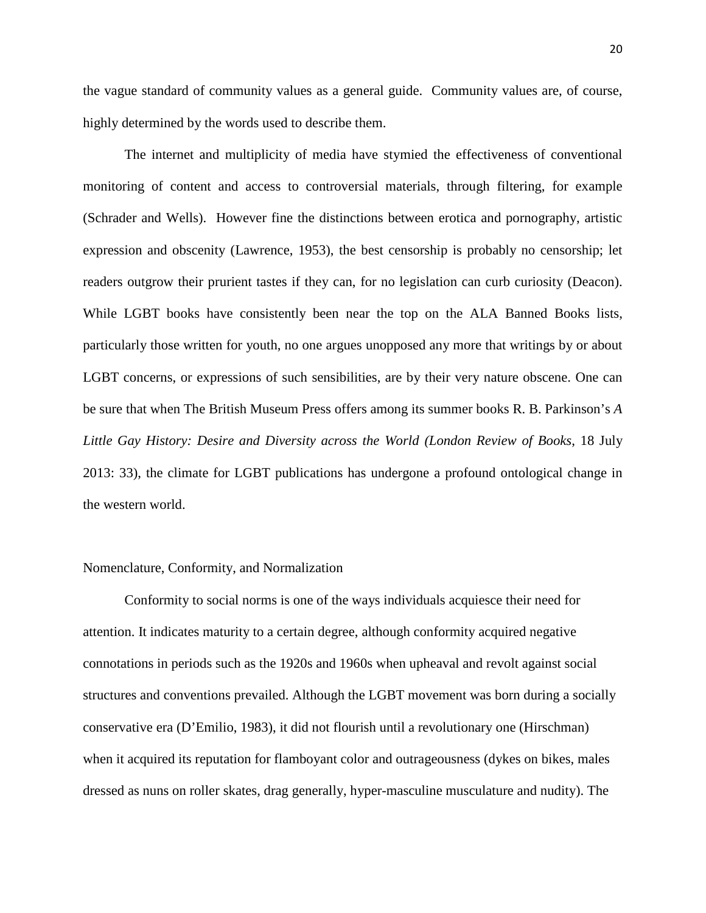the vague standard of community values as a general guide. Community values are, of course, highly determined by the words used to describe them.

The internet and multiplicity of media have stymied the effectiveness of conventional monitoring of content and access to controversial materials, through filtering, for example (Schrader and Wells). However fine the distinctions between erotica and pornography, artistic expression and obscenity (Lawrence, 1953), the best censorship is probably no censorship; let readers outgrow their prurient tastes if they can, for no legislation can curb curiosity (Deacon). While LGBT books have consistently been near the top on the ALA Banned Books lists, particularly those written for youth, no one argues unopposed any more that writings by or about LGBT concerns, or expressions of such sensibilities, are by their very nature obscene. One can be sure that when The British Museum Press offers among its summer books R. B. Parkinson's *A Little Gay History: Desire and Diversity across the World (London Review of Books*, 18 July 2013: 33), the climate for LGBT publications has undergone a profound ontological change in the western world.

## Nomenclature, Conformity, and Normalization

Conformity to social norms is one of the ways individuals acquiesce their need for attention. It indicates maturity to a certain degree, although conformity acquired negative connotations in periods such as the 1920s and 1960s when upheaval and revolt against social structures and conventions prevailed. Although the LGBT movement was born during a socially conservative era (D'Emilio, 1983), it did not flourish until a revolutionary one (Hirschman) when it acquired its reputation for flamboyant color and outrageousness (dykes on bikes, males dressed as nuns on roller skates, drag generally, hyper-masculine musculature and nudity). The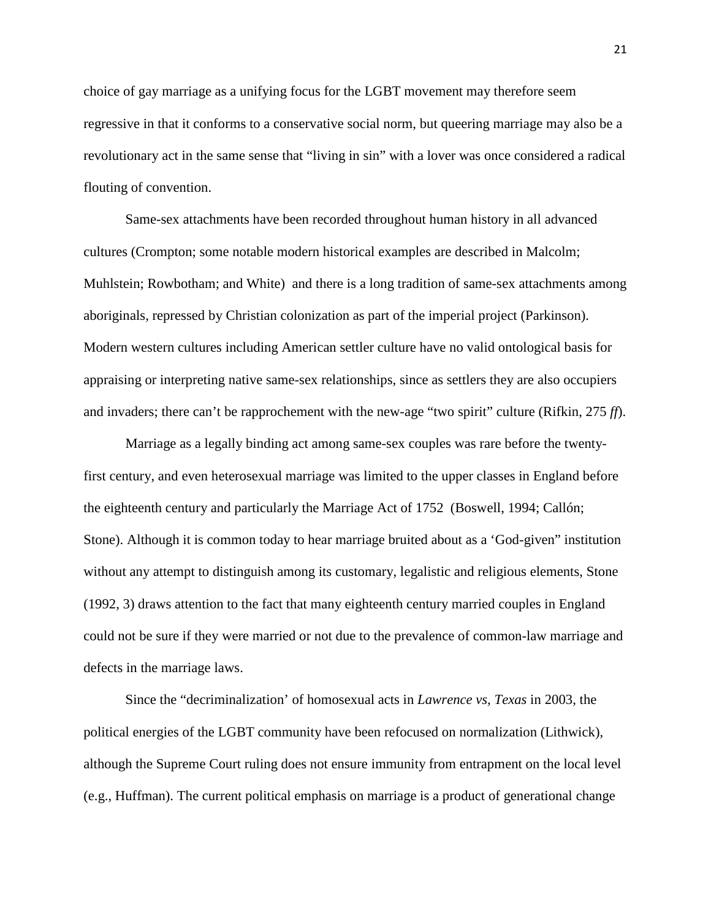choice of gay marriage as a unifying focus for the LGBT movement may therefore seem regressive in that it conforms to a conservative social norm, but queering marriage may also be a revolutionary act in the same sense that "living in sin" with a lover was once considered a radical flouting of convention.

Same-sex attachments have been recorded throughout human history in all advanced cultures (Crompton; some notable modern historical examples are described in Malcolm; Muhlstein; Rowbotham; and White) and there is a long tradition of same-sex attachments among aboriginals, repressed by Christian colonization as part of the imperial project (Parkinson). Modern western cultures including American settler culture have no valid ontological basis for appraising or interpreting native same-sex relationships, since as settlers they are also occupiers and invaders; there can't be rapprochement with the new-age "two spirit" culture (Rifkin, 275 *ff*).

Marriage as a legally binding act among same-sex couples was rare before the twenty-first century, and even heterosexual marriage was limited to the upper classes in England before the eighteenth century and particularly the Marriage Act of 1752 (Boswell, 1994; Callón; Stone). Although it is common today to hear marriage bruited about as a 'God-given" institution without any attempt to distinguish among its customary, legalistic and religious elements, Stone (1992, 3) draws attention to the fact that many eighteenth century married couples in England could not be sure if they were married or not due to the prevalence of common-law marriage and defects in the marriage laws.

Since the "decriminalization' of homosexual acts in *Lawrence vs, Texas* in 2003, the political energies of the LGBT community have been refocused on normalization (Lithwick), although the Supreme Court ruling does not ensure immunity from entrapment on the local level (e.g., Huffman). The current political emphasis on marriage is a product of generational change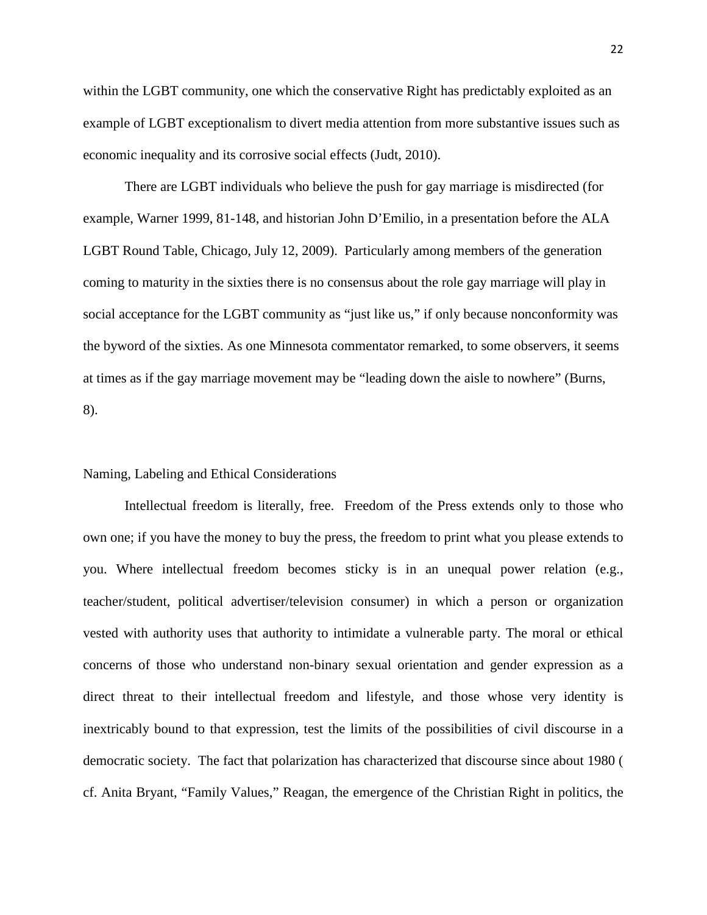within the LGBT community, one which the conservative Right has predictably exploited as an example of LGBT exceptionalism to divert media attention from more substantive issues such as economic inequality and its corrosive social effects (Judt, 2010).

There are LGBT individuals who believe the push for gay marriage is misdirected (for example, Warner 1999, 81-148, and historian John D'Emilio, in a presentation before the ALA LGBT Round Table, Chicago, July 12, 2009). Particularly among members of the generation coming to maturity in the sixties there is no consensus about the role gay marriage will play in social acceptance for the LGBT community as "just like us," if only because nonconformity was the byword of the sixties. As one Minnesota commentator remarked, to some observers, it seems at times as if the gay marriage movement may be "leading down the aisle to nowhere" (Burns, 8).

## Naming, Labeling and Ethical Considerations

Intellectual freedom is literally, free. Freedom of the Press extends only to those who own one; if you have the money to buy the press, the freedom to print what you please extends to you. Where intellectual freedom becomes sticky is in an unequal power relation (e.g., teacher/student, political advertiser/television consumer) in which a person or organization vested with authority uses that authority to intimidate a vulnerable party. The moral or ethical concerns of those who understand non-binary sexual orientation and gender expression as a direct threat to their intellectual freedom and lifestyle, and those whose very identity is inextricably bound to that expression, test the limits of the possibilities of civil discourse in a democratic society. The fact that polarization has characterized that discourse since about 1980 ( cf. Anita Bryant, "Family Values," Reagan, the emergence of the Christian Right in politics, the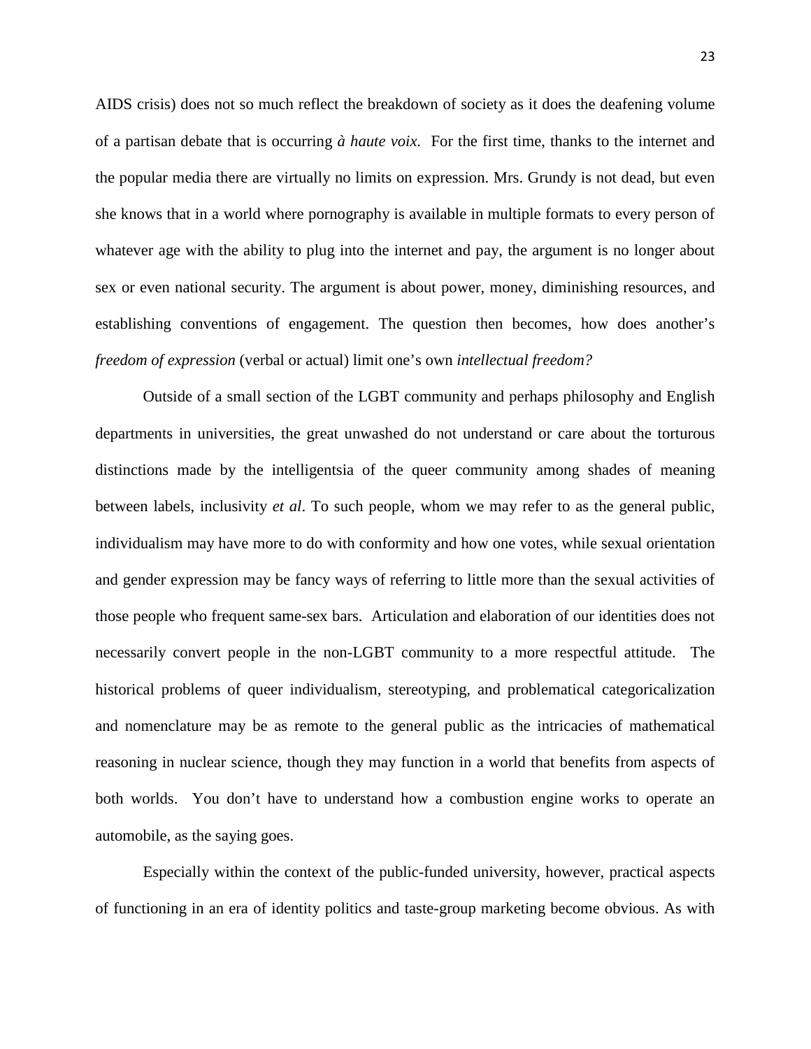AIDS crisis) does not so much reflect the breakdown of society as it does the deafening volume of a partisan debate that is occurring *à haute voix.* For the first time, thanks to the internet and the popular media there are virtually no limits on expression. Mrs. Grundy is not dead, but even she knows that in a world where pornography is available in multiple formats to every person of whatever age with the ability to plug into the internet and pay, the argument is no longer about sex or even national security. The argument is about power, money, diminishing resources, and establishing conventions of engagement. The question then becomes, how does another's *freedom of expression* (verbal or actual) limit one's own *intellectual freedom?*

Outside of a small section of the LGBT community and perhaps philosophy and English departments in universities, the great unwashed do not understand or care about the torturous distinctions made by the intelligentsia of the queer community among shades of meaning between labels, inclusivity *et al*. To such people, whom we may refer to as the general public, individualism may have more to do with conformity and how one votes, while sexual orientation and gender expression may be fancy ways of referring to little more than the sexual activities of those people who frequent same-sex bars. Articulation and elaboration of our identities does not necessarily convert people in the non-LGBT community to a more respectful attitude. The historical problems of queer individualism, stereotyping, and problematical categoricalization and nomenclature may be as remote to the general public as the intricacies of mathematical reasoning in nuclear science, though they may function in a world that benefits from aspects of both worlds. You don't have to understand how a combustion engine works to operate an automobile, as the saying goes.

Especially within the context of the public-funded university, however, practical aspects of functioning in an era of identity politics and taste-group marketing become obvious. As with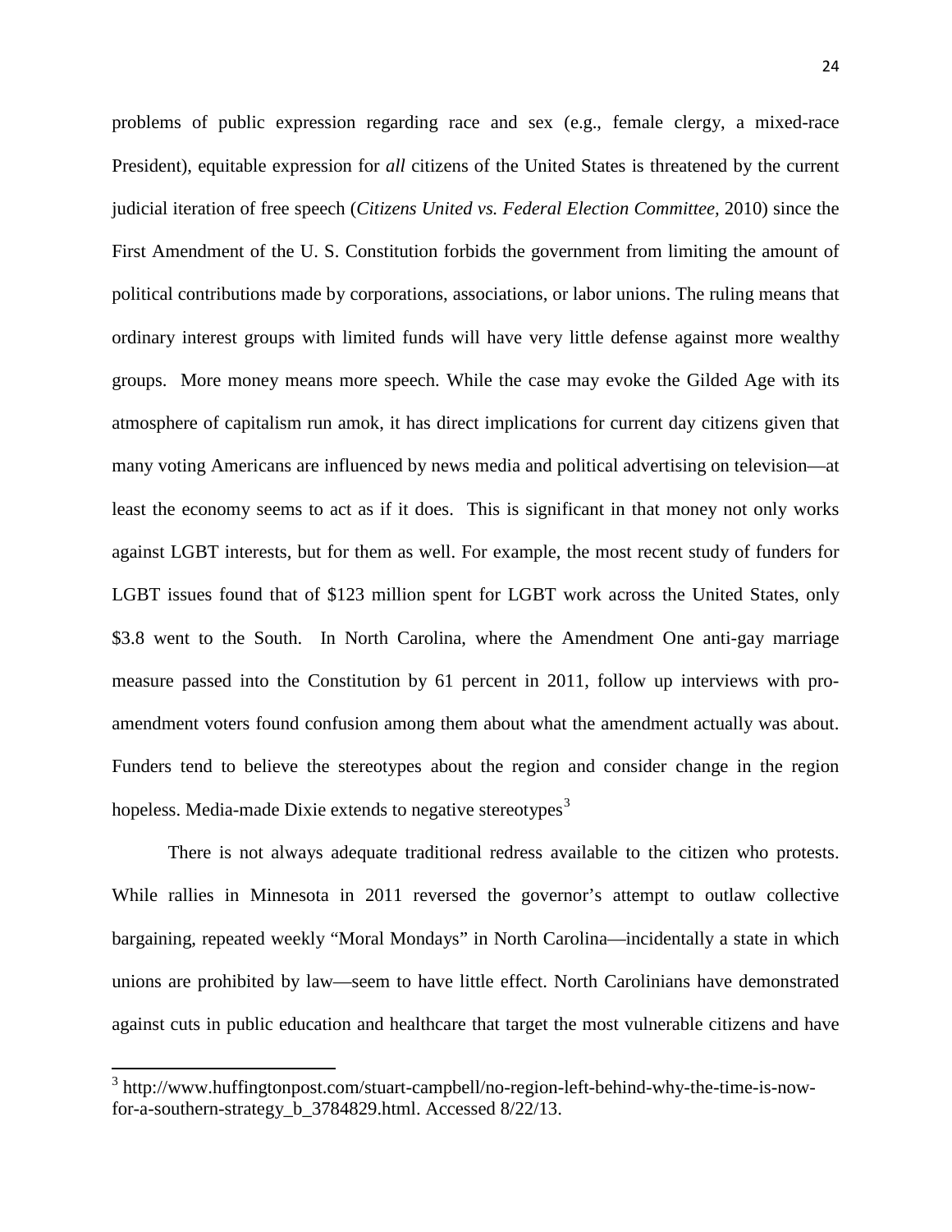problems of public expression regarding race and sex (e.g., female clergy, a mixed-race President), equitable expression for *all* citizens of the United States is threatened by the current judicial iteration of free speech (*Citizens United vs. Federal Election Committee,* 2010) since the First Amendment of the U. S. Constitution forbids the government from limiting the amount of political contributions made by corporations, associations, or labor unions. The ruling means that ordinary interest groups with limited funds will have very little defense against more wealthy groups. More money means more speech. While the case may evoke the Gilded Age with its atmosphere of capitalism run amok, it has direct implications for current day citizens given that many voting Americans are influenced by news media and political advertising on television—at least the economy seems to act as if it does. This is significant in that money not only works against LGBT interests, but for them as well. For example, the most recent study of funders for LGBT issues found that of $123 million spent for LGBT work across the United States, only $3.8 went to the South. In North Carolina, where the Amendment One anti-gay marriage measure passed into the Constitution by 61 percent in 2011, follow up interviews with pro-amendment voters found confusion among them about what the amendment actually was about. Funders tend to believe the stereotypes about the region and consider change in the region hopeless. Media-made Dixie extends to negative stereotypes[3]

There is not always adequate traditional redress available to the citizen who protests. While rallies in Minnesota in 2011 reversed the governor's attempt to outlaw collective bargaining, repeated weekly "Moral Mondays" in North Carolina—incidentally a state in which unions are prohibited by law—seem to have little effect. North Carolinians have demonstrated against cuts in public education and healthcare that target the most vulnerable citizens and have

[3] http://www.huffingtonpost.com/stuart-campbell/no-region-left-behind-why-the-time-is-now-for-a-southern-strategy_b_3784829.html. Accessed 8/22/13.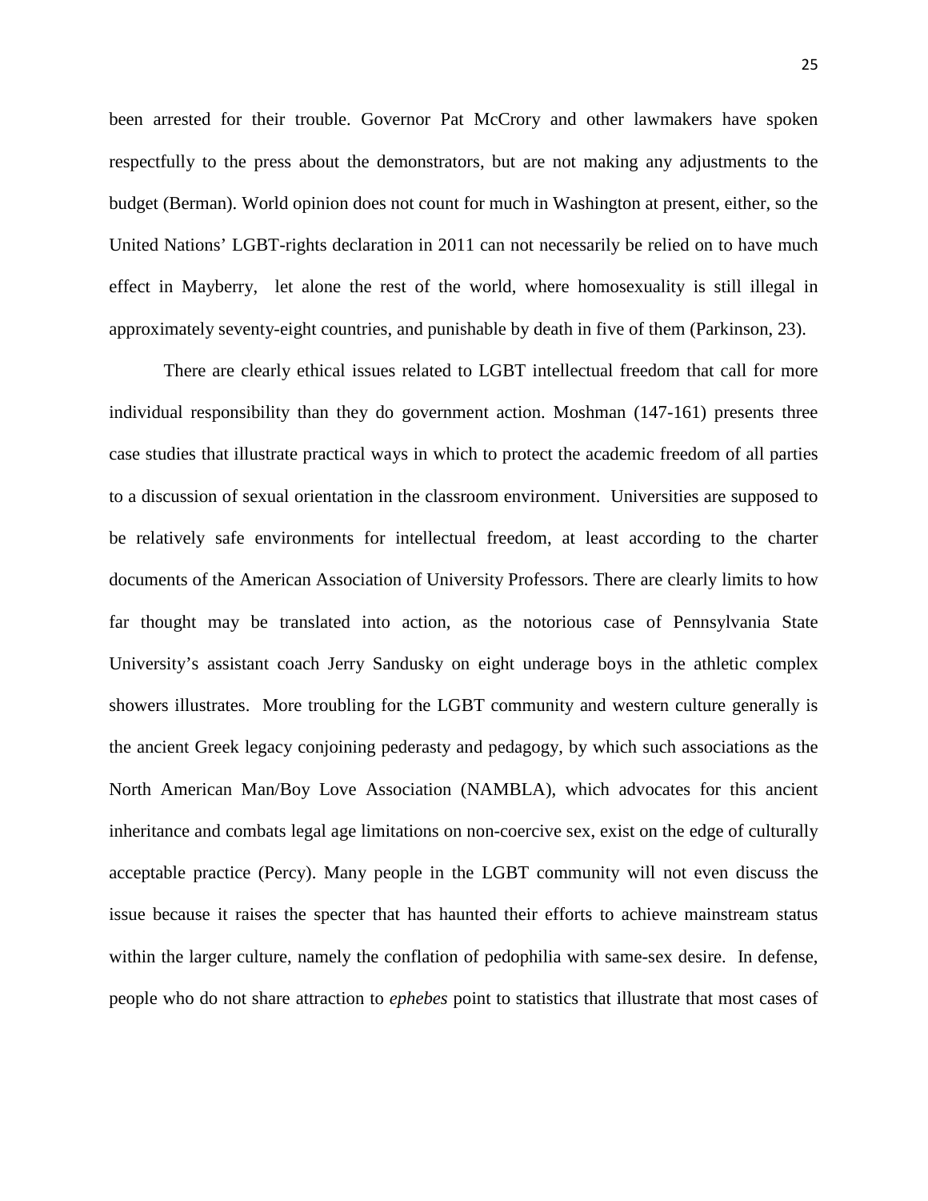been arrested for their trouble. Governor Pat McCrory and other lawmakers have spoken respectfully to the press about the demonstrators, but are not making any adjustments to the budget (Berman). World opinion does not count for much in Washington at present, either, so the United Nations' LGBT-rights declaration in 2011 can not necessarily be relied on to have much effect in Mayberry, let alone the rest of the world, where homosexuality is still illegal in approximately seventy-eight countries, and punishable by death in five of them (Parkinson, 23).

There are clearly ethical issues related to LGBT intellectual freedom that call for more individual responsibility than they do government action. Moshman (147-161) presents three case studies that illustrate practical ways in which to protect the academic freedom of all parties to a discussion of sexual orientation in the classroom environment. Universities are supposed to be relatively safe environments for intellectual freedom, at least according to the charter documents of the American Association of University Professors. There are clearly limits to how far thought may be translated into action, as the notorious case of Pennsylvania State University's assistant coach Jerry Sandusky on eight underage boys in the athletic complex showers illustrates. More troubling for the LGBT community and western culture generally is the ancient Greek legacy conjoining pederasty and pedagogy, by which such associations as the North American Man/Boy Love Association (NAMBLA), which advocates for this ancient inheritance and combats legal age limitations on non-coercive sex, exist on the edge of culturally acceptable practice (Percy). Many people in the LGBT community will not even discuss the issue because it raises the specter that has haunted their efforts to achieve mainstream status within the larger culture, namely the conflation of pedophilia with same-sex desire. In defense, people who do not share attraction to *ephebes* point to statistics that illustrate that most cases of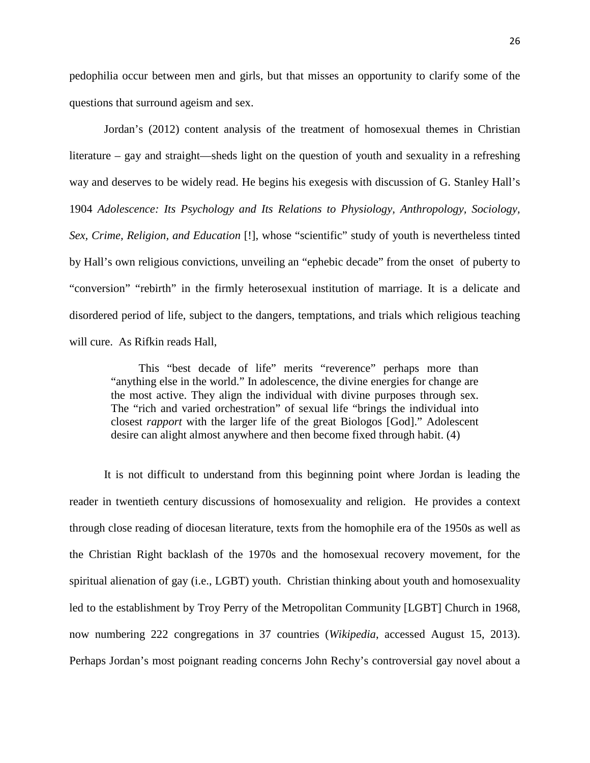pedophilia occur between men and girls, but that misses an opportunity to clarify some of the questions that surround ageism and sex.

Jordan's (2012) content analysis of the treatment of homosexual themes in Christian literature – gay and straight—sheds light on the question of youth and sexuality in a refreshing way and deserves to be widely read. He begins his exegesis with discussion of G. Stanley Hall's 1904 *Adolescence: Its Psychology and Its Relations to Physiology, Anthropology, Sociology, Sex, Crime, Religion, and Education* [!], whose "scientific" study of youth is nevertheless tinted by Hall's own religious convictions, unveiling an "ephebic decade" from the onset of puberty to "conversion" "rebirth" in the firmly heterosexual institution of marriage. It is a delicate and disordered period of life, subject to the dangers, temptations, and trials which religious teaching will cure. As Rifkin reads Hall,

> This "best decade of life" merits "reverence" perhaps more than "anything else in the world." In adolescence, the divine energies for change are the most active. They align the individual with divine purposes through sex. The "rich and varied orchestration" of sexual life "brings the individual into closest *rapport* with the larger life of the great Biologos [God]." Adolescent desire can alight almost anywhere and then become fixed through habit. (4)

It is not difficult to understand from this beginning point where Jordan is leading the reader in twentieth century discussions of homosexuality and religion. He provides a context through close reading of diocesan literature, texts from the homophile era of the 1950s as well as the Christian Right backlash of the 1970s and the homosexual recovery movement, for the spiritual alienation of gay (i.e., LGBT) youth. Christian thinking about youth and homosexuality led to the establishment by Troy Perry of the Metropolitan Community [LGBT] Church in 1968, now numbering 222 congregations in 37 countries (*Wikipedia*, accessed August 15, 2013). Perhaps Jordan's most poignant reading concerns John Rechy's controversial gay novel about a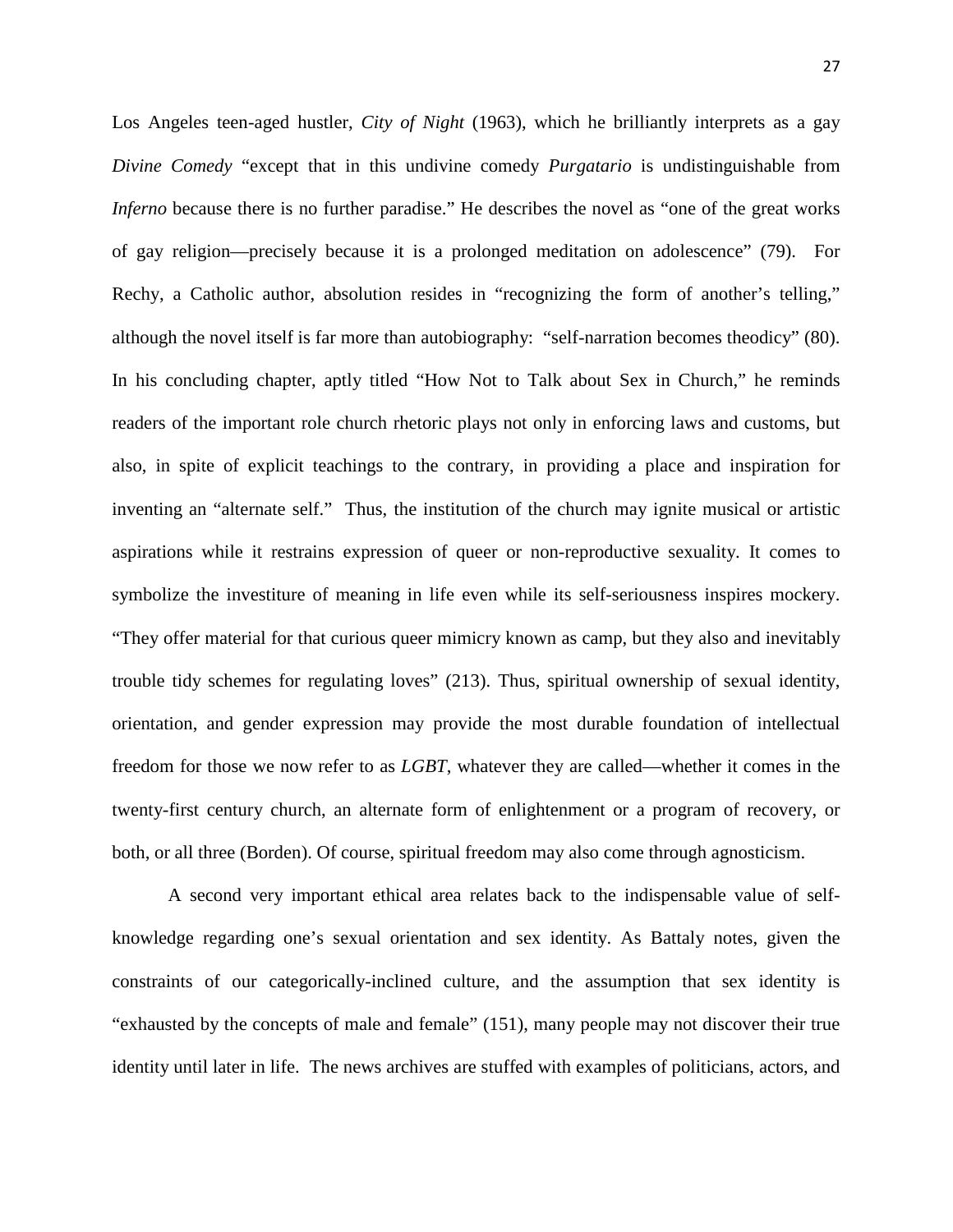Los Angeles teen-aged hustler, *City of Night* (1963), which he brilliantly interprets as a gay *Divine Comedy* "except that in this undivine comedy *Purgatario* is undistinguishable from *Inferno* because there is no further paradise." He describes the novel as "one of the great works of gay religion—precisely because it is a prolonged meditation on adolescence" (79). For Rechy, a Catholic author, absolution resides in "recognizing the form of another's telling," although the novel itself is far more than autobiography: "self-narration becomes theodicy" (80). In his concluding chapter, aptly titled "How Not to Talk about Sex in Church," he reminds readers of the important role church rhetoric plays not only in enforcing laws and customs, but also, in spite of explicit teachings to the contrary, in providing a place and inspiration for inventing an "alternate self." Thus, the institution of the church may ignite musical or artistic aspirations while it restrains expression of queer or non-reproductive sexuality. It comes to symbolize the investiture of meaning in life even while its self-seriousness inspires mockery. "They offer material for that curious queer mimicry known as camp, but they also and inevitably trouble tidy schemes for regulating loves" (213). Thus, spiritual ownership of sexual identity, orientation, and gender expression may provide the most durable foundation of intellectual freedom for those we now refer to as *LGBT*, whatever they are called—whether it comes in the twenty-first century church, an alternate form of enlightenment or a program of recovery, or both, or all three (Borden). Of course, spiritual freedom may also come through agnosticism.

A second very important ethical area relates back to the indispensable value of self-knowledge regarding one's sexual orientation and sex identity. As Battaly notes, given the constraints of our categorically-inclined culture, and the assumption that sex identity is "exhausted by the concepts of male and female" (151), many people may not discover their true identity until later in life. The news archives are stuffed with examples of politicians, actors, and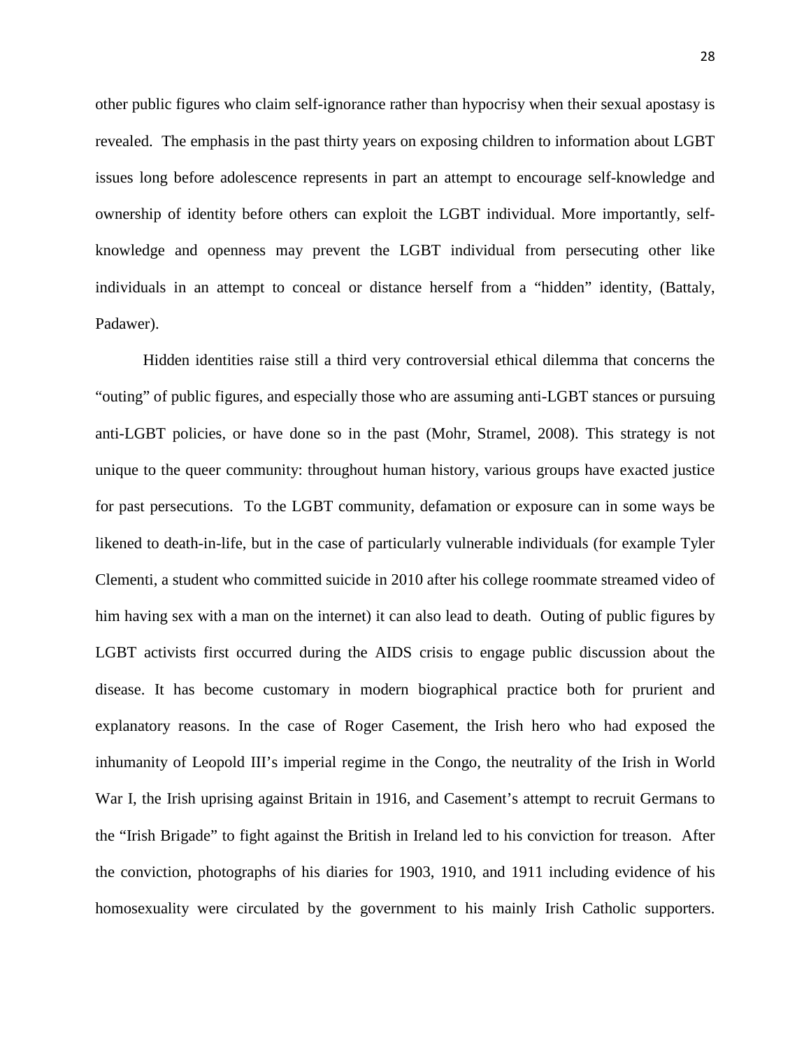other public figures who claim self-ignorance rather than hypocrisy when their sexual apostasy is revealed. The emphasis in the past thirty years on exposing children to information about LGBT issues long before adolescence represents in part an attempt to encourage self-knowledge and ownership of identity before others can exploit the LGBT individual. More importantly, self-knowledge and openness may prevent the LGBT individual from persecuting other like individuals in an attempt to conceal or distance herself from a "hidden" identity, (Battaly, Padawer).

Hidden identities raise still a third very controversial ethical dilemma that concerns the "outing" of public figures, and especially those who are assuming anti-LGBT stances or pursuing anti-LGBT policies, or have done so in the past (Mohr, Stramel, 2008). This strategy is not unique to the queer community: throughout human history, various groups have exacted justice for past persecutions. To the LGBT community, defamation or exposure can in some ways be likened to death-in-life, but in the case of particularly vulnerable individuals (for example Tyler Clementi, a student who committed suicide in 2010 after his college roommate streamed video of him having sex with a man on the internet) it can also lead to death. Outing of public figures by LGBT activists first occurred during the AIDS crisis to engage public discussion about the disease. It has become customary in modern biographical practice both for prurient and explanatory reasons. In the case of Roger Casement, the Irish hero who had exposed the inhumanity of Leopold III's imperial regime in the Congo, the neutrality of the Irish in World War I, the Irish uprising against Britain in 1916, and Casement's attempt to recruit Germans to the "Irish Brigade" to fight against the British in Ireland led to his conviction for treason. After the conviction, photographs of his diaries for 1903, 1910, and 1911 including evidence of his homosexuality were circulated by the government to his mainly Irish Catholic supporters.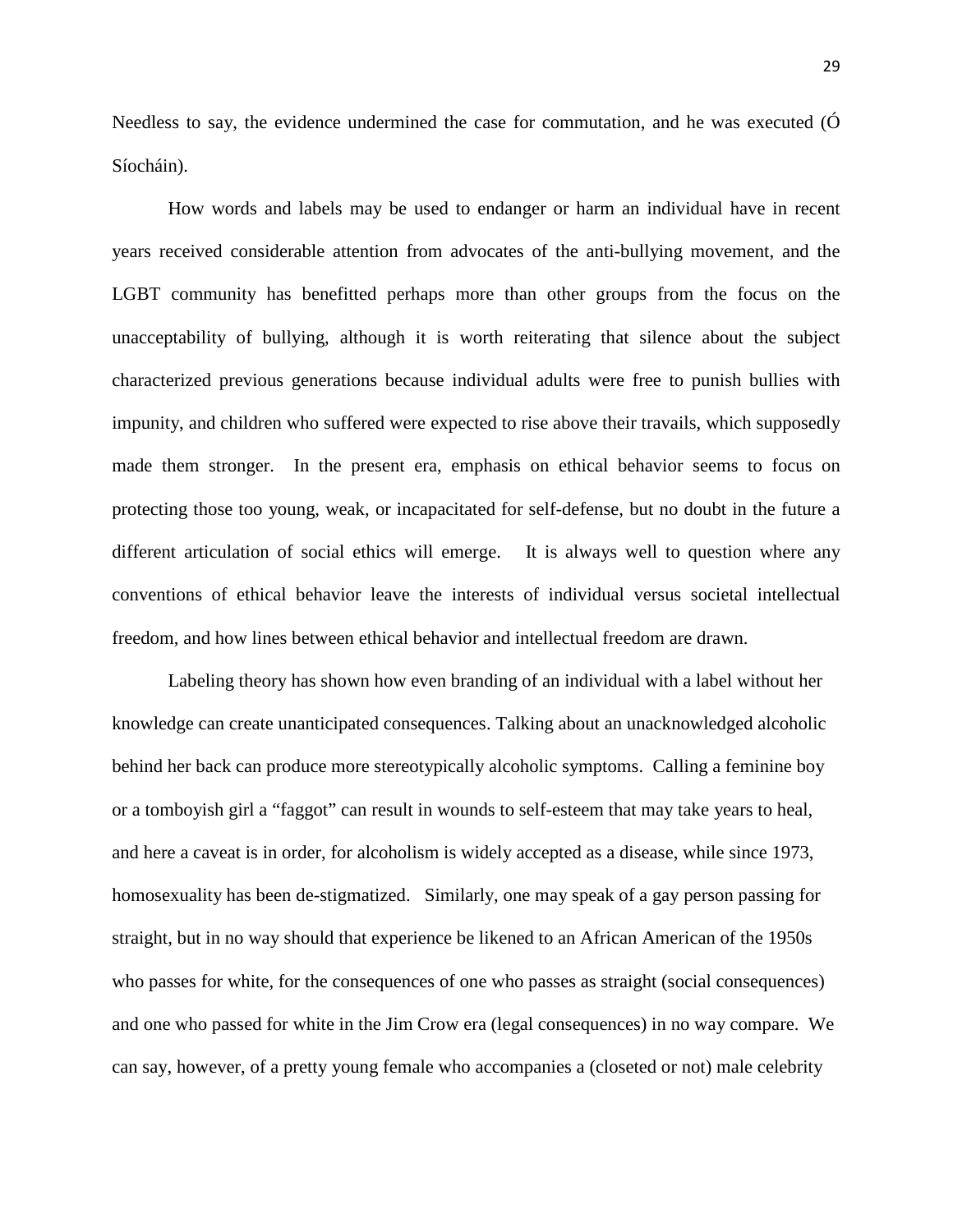Needless to say, the evidence undermined the case for commutation, and he was executed (Ó Síocháin).

How words and labels may be used to endanger or harm an individual have in recent years received considerable attention from advocates of the anti-bullying movement, and the LGBT community has benefitted perhaps more than other groups from the focus on the unacceptability of bullying, although it is worth reiterating that silence about the subject characterized previous generations because individual adults were free to punish bullies with impunity, and children who suffered were expected to rise above their travails, which supposedly made them stronger. In the present era, emphasis on ethical behavior seems to focus on protecting those too young, weak, or incapacitated for self-defense, but no doubt in the future a different articulation of social ethics will emerge. It is always well to question where any conventions of ethical behavior leave the interests of individual versus societal intellectual freedom, and how lines between ethical behavior and intellectual freedom are drawn.

Labeling theory has shown how even branding of an individual with a label without her knowledge can create unanticipated consequences. Talking about an unacknowledged alcoholic behind her back can produce more stereotypically alcoholic symptoms. Calling a feminine boy or a tomboyish girl a "faggot" can result in wounds to self-esteem that may take years to heal, and here a caveat is in order, for alcoholism is widely accepted as a disease, while since 1973, homosexuality has been de-stigmatized. Similarly, one may speak of a gay person passing for straight, but in no way should that experience be likened to an African American of the 1950s who passes for white, for the consequences of one who passes as straight (social consequences) and one who passed for white in the Jim Crow era (legal consequences) in no way compare. We can say, however, of a pretty young female who accompanies a (closeted or not) male celebrity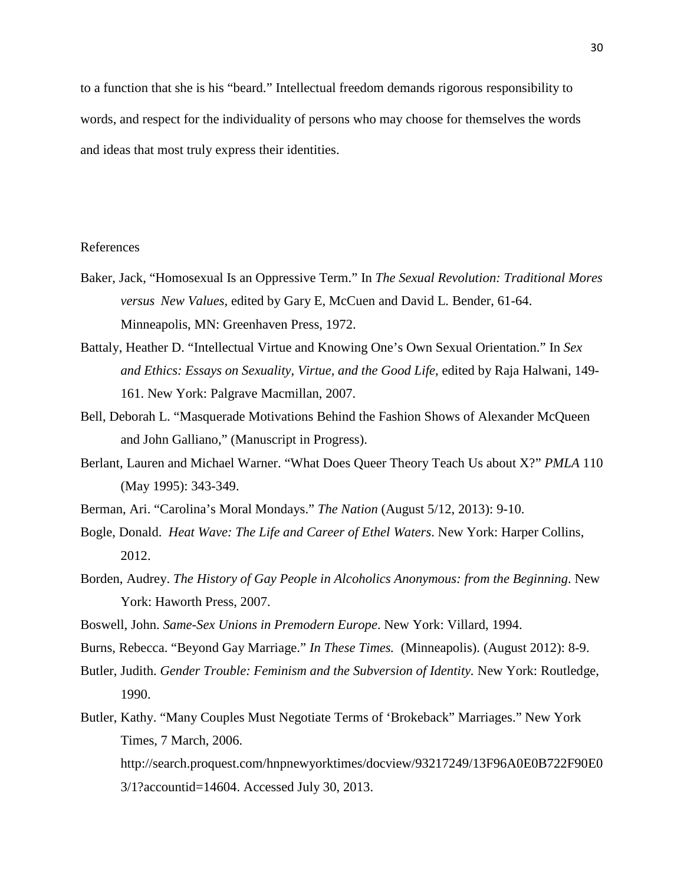to a function that she is his "beard." Intellectual freedom demands rigorous responsibility to words, and respect for the individuality of persons who may choose for themselves the words and ideas that most truly express their identities.

## References

Baker, Jack, "Homosexual Is an Oppressive Term." In *The Sexual Revolution: Traditional Mores versus New Values*, edited by Gary E, McCuen and David L. Bender, 61-64. Minneapolis, MN: Greenhaven Press, 1972.

Battaly, Heather D. "Intellectual Virtue and Knowing One's Own Sexual Orientation." In *Sex and Ethics: Essays on Sexuality, Virtue, and the Good Life*, edited by Raja Halwani, 149-161. New York: Palgrave Macmillan, 2007.

Bell, Deborah L. "Masquerade Motivations Behind the Fashion Shows of Alexander McQueen and John Galliano," (Manuscript in Progress).

Berlant, Lauren and Michael Warner. "What Does Queer Theory Teach Us about X?" *PMLA* 110 (May 1995): 343-349.

Berman, Ari. "Carolina's Moral Mondays." *The Nation* (August 5/12, 2013): 9-10.

Bogle, Donald. *Heat Wave: The Life and Career of Ethel Waters*. New York: Harper Collins, 2012.

Borden, Audrey. *The History of Gay People in Alcoholics Anonymous: from the Beginning*. New York: Haworth Press, 2007.

Boswell, John. *Same-Sex Unions in Premodern Europe*. New York: Villard, 1994.

Burns, Rebecca. "Beyond Gay Marriage." *In These Times.* (Minneapolis). (August 2012): 8-9.

Butler, Judith. *Gender Trouble: Feminism and the Subversion of Identity.* New York: Routledge, 1990.

Butler, Kathy. "Many Couples Must Negotiate Terms of 'Brokeback" Marriages." New York Times, 7 March, 2006. http://search.proquest.com/hnpnewyorktimes/docview/93217249/13F96A0E0B722F90E03/1?accountid=14604. Accessed July 30, 2013.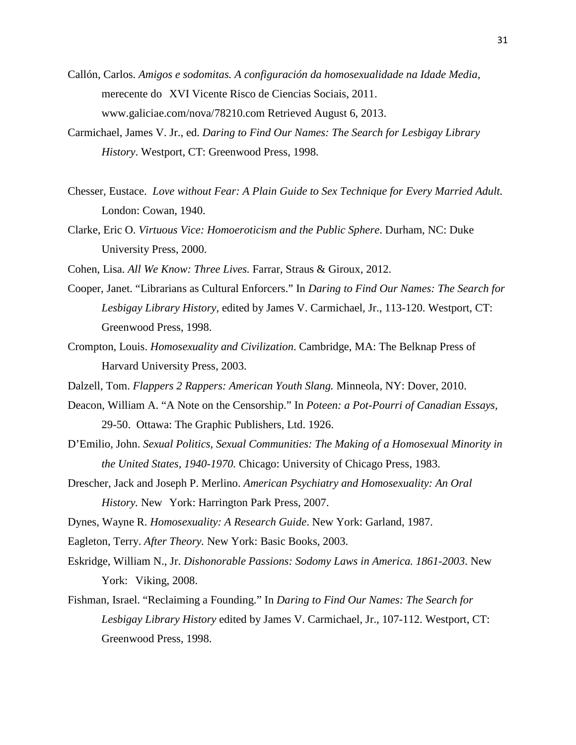Callón, Carlos. *Amigos e sodomitas. A configuración da homosexualidade na Idade Media*, merecente do XVI Vicente Risco de Ciencias Sociais, 2011. www.galiciae.com/nova/78210.com Retrieved August 6, 2013.

Carmichael, James V. Jr., ed. *Daring to Find Our Names: The Search for Lesbigay Library History*. Westport, CT: Greenwood Press, 1998.

Chesser, Eustace. *Love without Fear: A Plain Guide to Sex Technique for Every Married Adult.* London: Cowan, 1940.

Clarke, Eric O. *Virtuous Vice: Homoeroticism and the Public Sphere*. Durham, NC: Duke University Press, 2000.

Cohen, Lisa. *All We Know: Three Lives.* Farrar, Straus & Giroux, 2012.

Cooper, Janet. "Librarians as Cultural Enforcers." In *Daring to Find Our Names: The Search for Lesbigay Library History*, edited by James V. Carmichael, Jr., 113-120. Westport, CT: Greenwood Press, 1998.

Crompton, Louis. *Homosexuality and Civilization*. Cambridge, MA: The Belknap Press of Harvard University Press, 2003.

Dalzell, Tom. *Flappers 2 Rappers: American Youth Slang.* Minneola, NY: Dover, 2010.

Deacon, William A. "A Note on the Censorship." In *Poteen: a Pot-Pourri of Canadian Essays,* 29-50. Ottawa: The Graphic Publishers, Ltd. 1926.

D'Emilio, John. *Sexual Politics, Sexual Communities: The Making of a Homosexual Minority in the United States, 1940-1970.* Chicago: University of Chicago Press, 1983.

Drescher, Jack and Joseph P. Merlino. *American Psychiatry and Homosexuality: An Oral History.* New York: Harrington Park Press, 2007.

Dynes, Wayne R. *Homosexuality: A Research Guide*. New York: Garland, 1987.

Eagleton, Terry. *After Theory.* New York: Basic Books, 2003.

Eskridge, William N., Jr. *Dishonorable Passions: Sodomy Laws in America. 1861-2003*. New York: Viking, 2008.

Fishman, Israel. "Reclaiming a Founding." In *Daring to Find Our Names: The Search for Lesbigay Library History* edited by James V. Carmichael, Jr., 107-112. Westport, CT: Greenwood Press, 1998.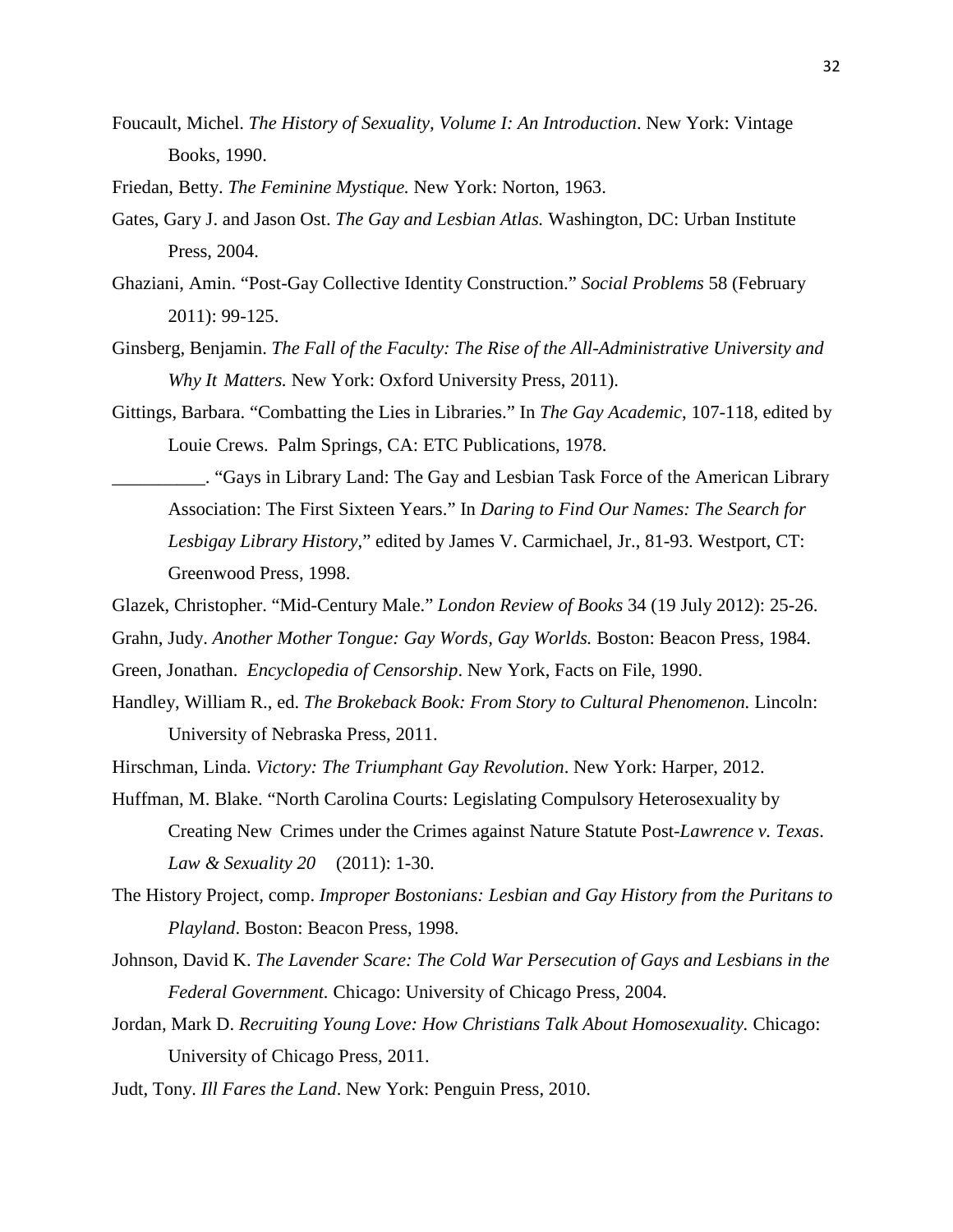Foucault, Michel. *The History of Sexuality, Volume I: An Introduction*. New York: Vintage Books, 1990.

Friedan, Betty. *The Feminine Mystique.* New York: Norton, 1963.

Gates, Gary J. and Jason Ost. *The Gay and Lesbian Atlas.* Washington, DC: Urban Institute Press, 2004.

Ghaziani, Amin. "Post-Gay Collective Identity Construction." *Social Problems* 58 (February 2011): 99-125.

Ginsberg, Benjamin. *The Fall of the Faculty: The Rise of the All-Administrative University and Why It Matters.* New York: Oxford University Press, 2011).

Gittings, Barbara. "Combatting the Lies in Libraries." In *The Gay Academic*, 107-118, edited by Louie Crews. Palm Springs, CA: ETC Publications, 1978.

__________. "Gays in Library Land: The Gay and Lesbian Task Force of the American Library Association: The First Sixteen Years." In *Daring to Find Our Names: The Search for Lesbigay Library History*," edited by James V. Carmichael, Jr., 81-93. Westport, CT: Greenwood Press, 1998.

Glazek, Christopher. "Mid-Century Male." *London Review of Books* 34 (19 July 2012): 25-26.

Grahn, Judy. *Another Mother Tongue: Gay Words, Gay Worlds.* Boston: Beacon Press, 1984.

Green, Jonathan. *Encyclopedia of Censorship*. New York, Facts on File, 1990.

Handley, William R., ed. *The Brokeback Book: From Story to Cultural Phenomenon.* Lincoln: University of Nebraska Press, 2011.

Hirschman, Linda. *Victory: The Triumphant Gay Revolution*. New York: Harper, 2012.

Huffman, M. Blake. "North Carolina Courts: Legislating Compulsory Heterosexuality by Creating New Crimes under the Crimes against Nature Statute Post-*Lawrence v. Texas*. *Law & Sexuality 20* (2011): 1-30.

The History Project, comp. *Improper Bostonians: Lesbian and Gay History from the Puritans to Playland*. Boston: Beacon Press, 1998.

Johnson, David K. *The Lavender Scare: The Cold War Persecution of Gays and Lesbians in the Federal Government.* Chicago: University of Chicago Press, 2004.

Jordan, Mark D. *Recruiting Young Love: How Christians Talk About Homosexuality.* Chicago: University of Chicago Press, 2011.

Judt, Tony. *Ill Fares the Land*. New York: Penguin Press, 2010.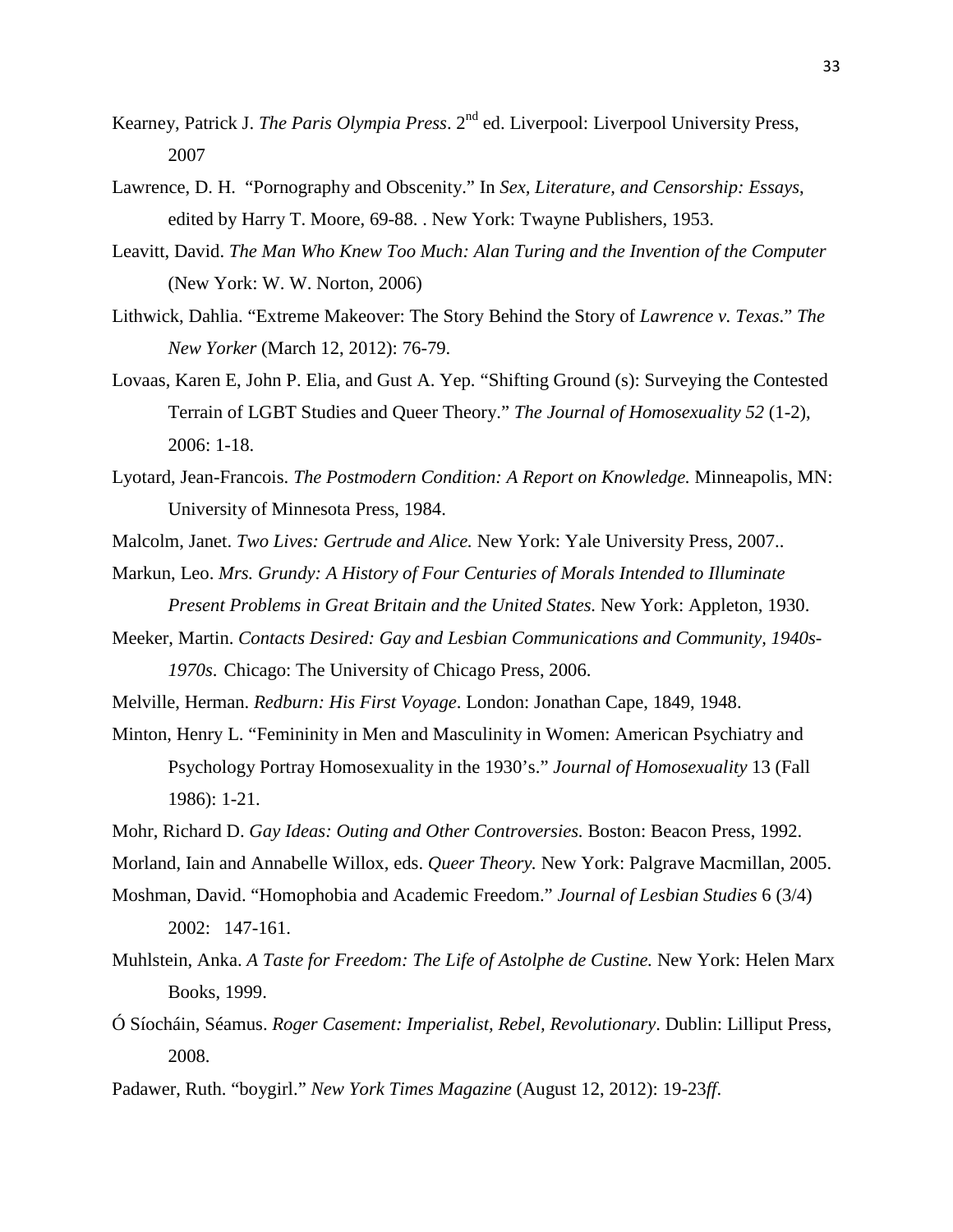Kearney, Patrick J. *The Paris Olympia Press*. 2nd ed. Liverpool: Liverpool University Press, 2007

Lawrence, D. H. "Pornography and Obscenity." In *Sex, Literature, and Censorship: Essays*, edited by Harry T. Moore, 69-88. . New York: Twayne Publishers, 1953.

Leavitt, David. *The Man Who Knew Too Much: Alan Turing and the Invention of the Computer* (New York: W. W. Norton, 2006)

Lithwick, Dahlia. "Extreme Makeover: The Story Behind the Story of *Lawrence v. Texas*." *The New Yorker* (March 12, 2012): 76-79.

Lovaas, Karen E, John P. Elia, and Gust A. Yep. "Shifting Ground (s): Surveying the Contested Terrain of LGBT Studies and Queer Theory." *The Journal of Homosexuality 52* (1-2), 2006: 1-18.

Lyotard, Jean-Francois. *The Postmodern Condition: A Report on Knowledge.* Minneapolis, MN: University of Minnesota Press, 1984.

Malcolm, Janet. *Two Lives: Gertrude and Alice.* New York: Yale University Press, 2007..

Markun, Leo. *Mrs. Grundy: A History of Four Centuries of Morals Intended to Illuminate Present Problems in Great Britain and the United States.* New York: Appleton, 1930.

Meeker, Martin. *Contacts Desired: Gay and Lesbian Communications and Community, 1940s-1970s.* Chicago: The University of Chicago Press, 2006.

Melville, Herman. *Redburn: His First Voyage*. London: Jonathan Cape, 1849, 1948.

Minton, Henry L. "Femininity in Men and Masculinity in Women: American Psychiatry and Psychology Portray Homosexuality in the 1930's." *Journal of Homosexuality* 13 (Fall 1986): 1-21.

Mohr, Richard D. *Gay Ideas: Outing and Other Controversies.* Boston: Beacon Press, 1992.

Morland, Iain and Annabelle Willox, eds. *Queer Theory.* New York: Palgrave Macmillan, 2005.

Moshman, David. "Homophobia and Academic Freedom." *Journal of Lesbian Studies* 6 (3/4) 2002: 147-161.

Muhlstein, Anka. *A Taste for Freedom: The Life of Astolphe de Custine.* New York: Helen Marx Books, 1999.

Ó Síocháin, Séamus. *Roger Casement: Imperialist, Rebel, Revolutionary*. Dublin: Lilliput Press, 2008.

Padawer, Ruth. "boygirl." *New York Times Magazine* (August 12, 2012): 19-23*ff*.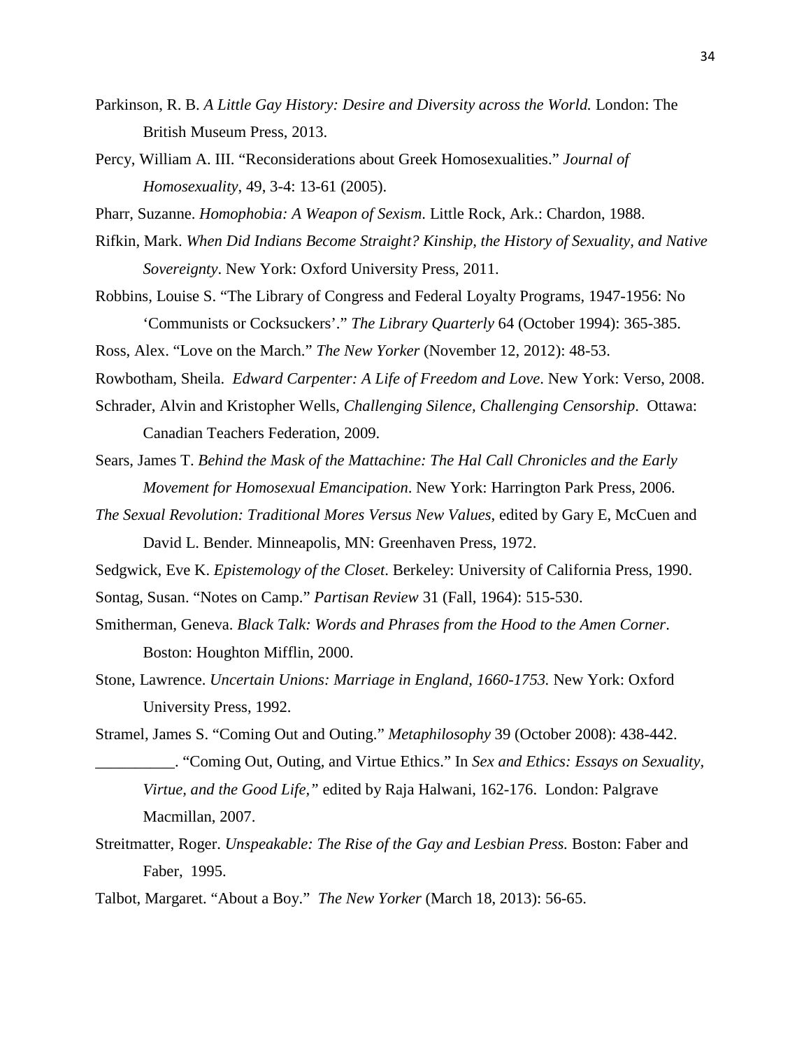Parkinson, R. B. *A Little Gay History: Desire and Diversity across the World.* London: The British Museum Press, 2013.

Percy, William A. III. "Reconsiderations about Greek Homosexualities." *Journal of Homosexuality*, 49, 3-4: 13-61 (2005).

Pharr, Suzanne. *Homophobia: A Weapon of Sexism*. Little Rock, Ark.: Chardon, 1988.

Rifkin, Mark. *When Did Indians Become Straight? Kinship, the History of Sexuality, and Native Sovereignty*. New York: Oxford University Press, 2011.

Robbins, Louise S. "The Library of Congress and Federal Loyalty Programs, 1947-1956: No 'Communists or Cocksuckers'." *The Library Quarterly* 64 (October 1994): 365-385.

Ross, Alex. "Love on the March." *The New Yorker* (November 12, 2012): 48-53.

Rowbotham, Sheila. *Edward Carpenter: A Life of Freedom and Love*. New York: Verso, 2008.

Schrader, Alvin and Kristopher Wells, *Challenging Silence, Challenging Censorship*. Ottawa: Canadian Teachers Federation, 2009.

Sears, James T. *Behind the Mask of the Mattachine: The Hal Call Chronicles and the Early Movement for Homosexual Emancipation*. New York: Harrington Park Press, 2006.

*The Sexual Revolution: Traditional Mores Versus New Values*, edited by Gary E, McCuen and David L. Bender. Minneapolis, MN: Greenhaven Press, 1972.

Sedgwick, Eve K. *Epistemology of the Closet*. Berkeley: University of California Press, 1990.

Sontag, Susan. "Notes on Camp." *Partisan Review* 31 (Fall, 1964): 515-530.

Smitherman, Geneva. *Black Talk: Words and Phrases from the Hood to the Amen Corner*. Boston: Houghton Mifflin, 2000.

Stone, Lawrence. *Uncertain Unions: Marriage in England, 1660-1753.* New York: Oxford University Press, 1992.

Stramel, James S. "Coming Out and Outing." *Metaphilosophy* 39 (October 2008): 438-442.

__________. "Coming Out, Outing, and Virtue Ethics." In *Sex and Ethics: Essays on Sexuality, Virtue, and the Good Life,"* edited by Raja Halwani, 162-176. London: Palgrave Macmillan, 2007.

Streitmatter, Roger. *Unspeakable: The Rise of the Gay and Lesbian Press.* Boston: Faber and Faber, 1995.

Talbot, Margaret. "About a Boy." *The New Yorker* (March 18, 2013): 56-65.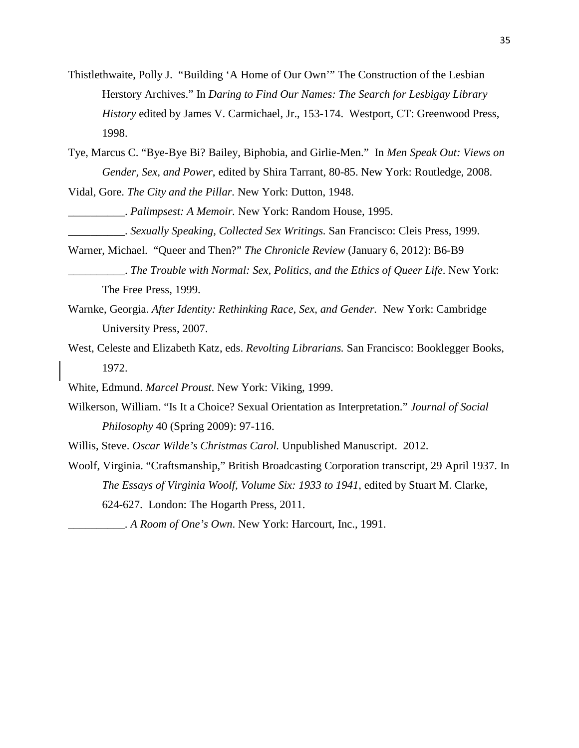Thistlethwaite, Polly J. "Building 'A Home of Our Own'" The Construction of the Lesbian Herstory Archives." In *Daring to Find Our Names: The Search for Lesbigay Library History* edited by James V. Carmichael, Jr., 153-174. Westport, CT: Greenwood Press, 1998.

Tye, Marcus C. "Bye-Bye Bi? Bailey, Biphobia, and Girlie-Men." In *Men Speak Out: Views on Gender, Sex, and Power*, edited by Shira Tarrant, 80-85. New York: Routledge, 2008.

Vidal, Gore. *The City and the Pillar.* New York: Dutton, 1948.

__________. *Palimpsest: A Memoir.* New York: Random House, 1995.

__________. *Sexually Speaking, Collected Sex Writings.* San Francisco: Cleis Press, 1999.

Warner, Michael. "Queer and Then?" *The Chronicle Review* (January 6, 2012): B6-B9

__________. *The Trouble with Normal: Sex, Politics, and the Ethics of Queer Life*. New York: The Free Press, 1999.

Warnke, Georgia. *After Identity: Rethinking Race, Sex, and Gender.* New York: Cambridge University Press, 2007.

West, Celeste and Elizabeth Katz, eds. *Revolting Librarians.* San Francisco: Booklegger Books, 1972.

White, Edmund. *Marcel Proust*. New York: Viking, 1999.

Wilkerson, William. "Is It a Choice? Sexual Orientation as Interpretation." *Journal of Social Philosophy* 40 (Spring 2009): 97-116.

Willis, Steve. *Oscar Wilde's Christmas Carol.* Unpublished Manuscript. 2012.

Woolf, Virginia. "Craftsmanship," British Broadcasting Corporation transcript, 29 April 1937. In *The Essays of Virginia Woolf, Volume Six: 1933 to 1941*, edited by Stuart M. Clarke, 624-627. London: The Hogarth Press, 2011.

__________. *A Room of One's Own*. New York: Harcourt, Inc., 1991.